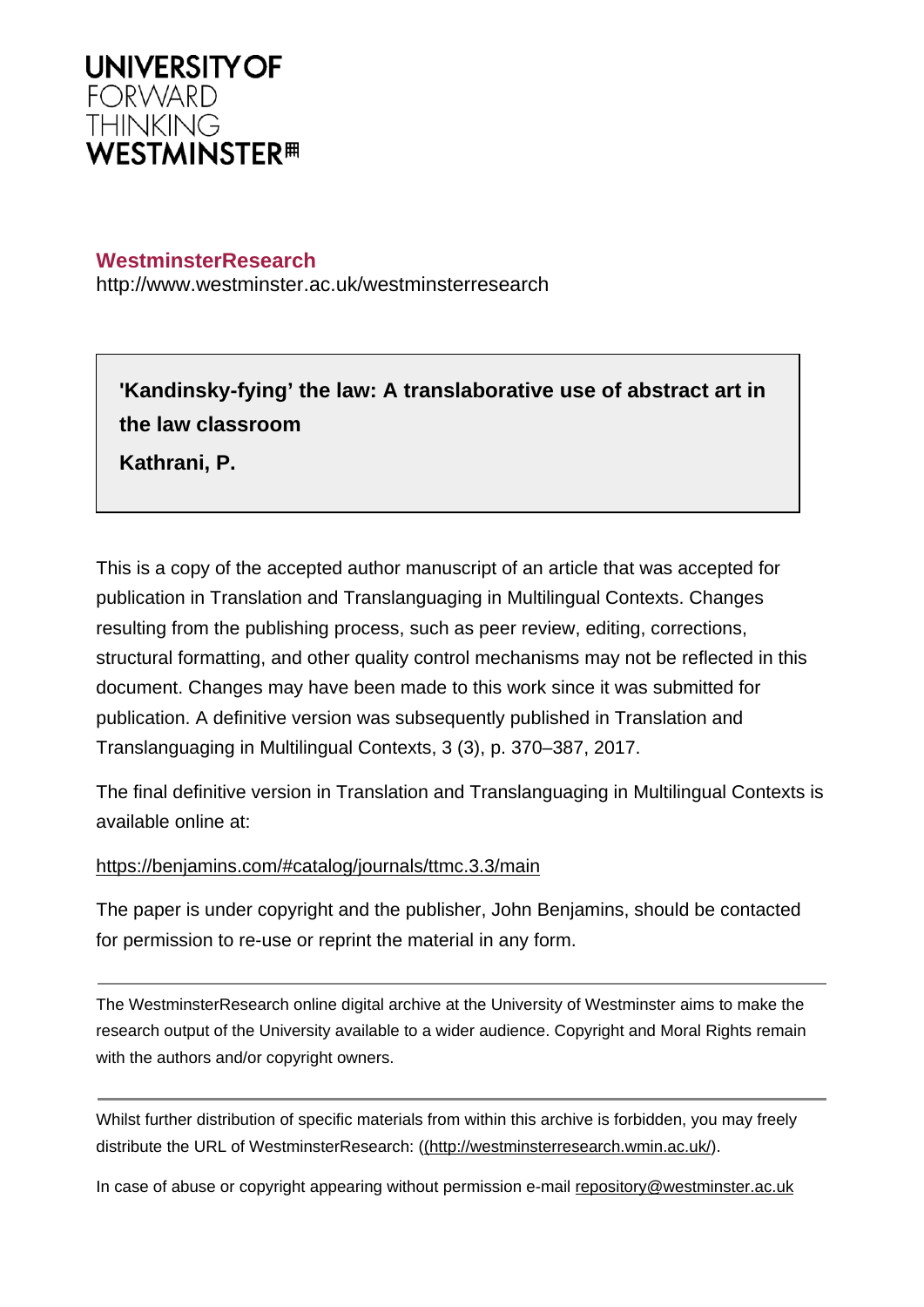UNIVERSITY OF
FORWARD
THINKING
WESTMINSTER

**WestminsterResearch**
http://www.westminster.ac.uk/westminsterresearch

**'Kandinsky-fying' the law: A translaborative use of abstract art in the law classroom**

**Kathrani, P.**

This is a copy of the accepted author manuscript of an article that was accepted for publication in Translation and Translanguaging in Multilingual Contexts. Changes resulting from the publishing process, such as peer review, editing, corrections, structural formatting, and other quality control mechanisms may not be reflected in this document. Changes may have been made to this work since it was submitted for publication. A definitive version was subsequently published in Translation and Translanguaging in Multilingual Contexts, 3 (3), p. 370–387, 2017.

The final definitive version in Translation and Translanguaging in Multilingual Contexts is available online at:

https://benjamins.com/#catalog/journals/ttmc.3.3/main

The paper is under copyright and the publisher, John Benjamins, should be contacted for permission to re-use or reprint the material in any form.

---

The WestminsterResearch online digital archive at the University of Westminster aims to make the research output of the University available to a wider audience. Copyright and Moral Rights remain with the authors and/or copyright owners.

---

Whilst further distribution of specific materials from within this archive is forbidden, you may freely distribute the URL of WestminsterResearch: ((http://westminsterresearch.wmin.ac.uk/).

In case of abuse or copyright appearing without permission e-mail repository@westminster.ac.uk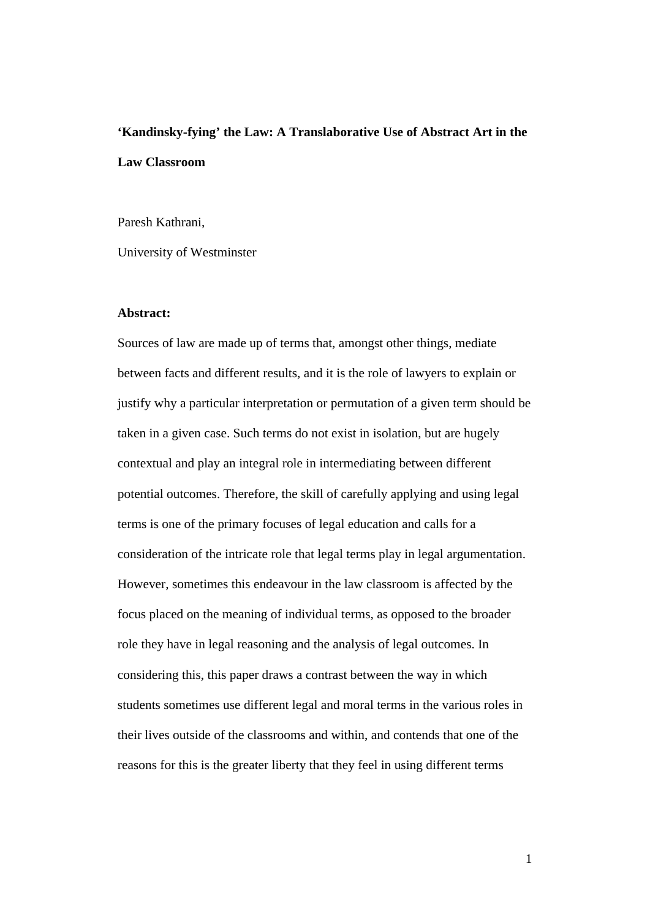**'Kandinsky-fying' the Law: A Translaborative Use of Abstract Art in the Law Classroom**

Paresh Kathrani,

University of Westminster

**Abstract:**

Sources of law are made up of terms that, amongst other things, mediate between facts and different results, and it is the role of lawyers to explain or justify why a particular interpretation or permutation of a given term should be taken in a given case. Such terms do not exist in isolation, but are hugely contextual and play an integral role in intermediating between different potential outcomes. Therefore, the skill of carefully applying and using legal terms is one of the primary focuses of legal education and calls for a consideration of the intricate role that legal terms play in legal argumentation. However, sometimes this endeavour in the law classroom is affected by the focus placed on the meaning of individual terms, as opposed to the broader role they have in legal reasoning and the analysis of legal outcomes. In considering this, this paper draws a contrast between the way in which students sometimes use different legal and moral terms in the various roles in their lives outside of the classrooms and within, and contends that one of the reasons for this is the greater liberty that they feel in using different terms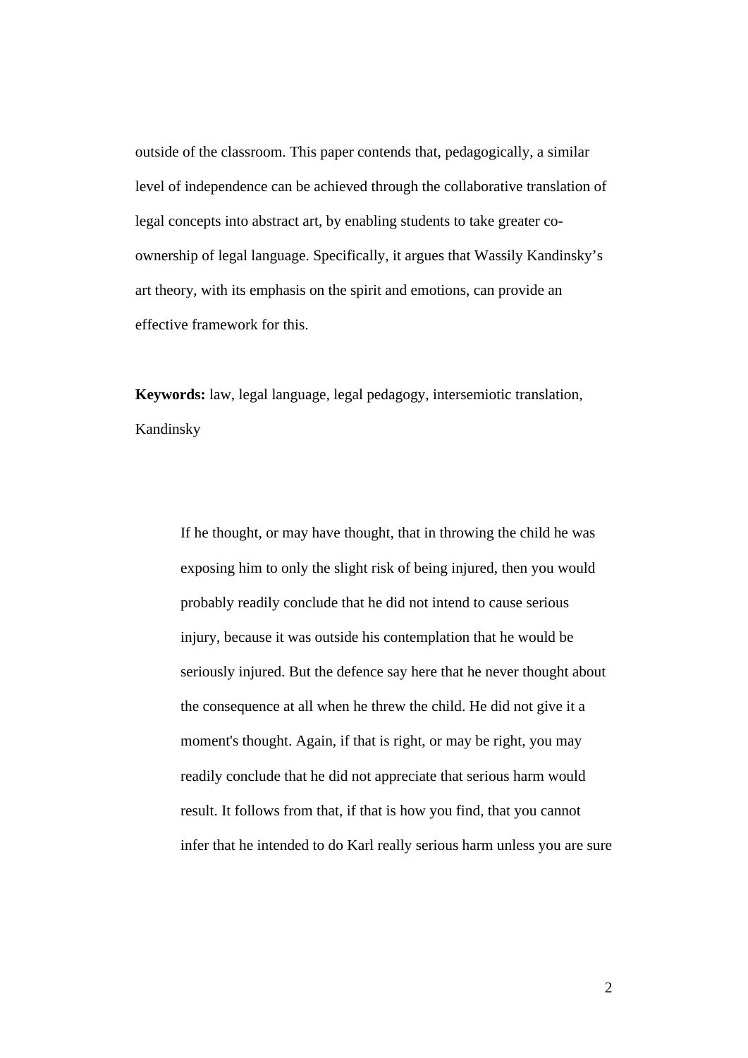outside of the classroom. This paper contends that, pedagogically, a similar level of independence can be achieved through the collaborative translation of legal concepts into abstract art, by enabling students to take greater co-ownership of legal language. Specifically, it argues that Wassily Kandinsky's art theory, with its emphasis on the spirit and emotions, can provide an effective framework for this.

**Keywords:** law, legal language, legal pedagogy, intersemiotic translation, Kandinsky

> If he thought, or may have thought, that in throwing the child he was exposing him to only the slight risk of being injured, then you would probably readily conclude that he did not intend to cause serious injury, because it was outside his contemplation that he would be seriously injured. But the defence say here that he never thought about the consequence at all when he threw the child. He did not give it a moment's thought. Again, if that is right, or may be right, you may readily conclude that he did not appreciate that serious harm would result. It follows from that, if that is how you find, that you cannot infer that he intended to do Karl really serious harm unless you are sure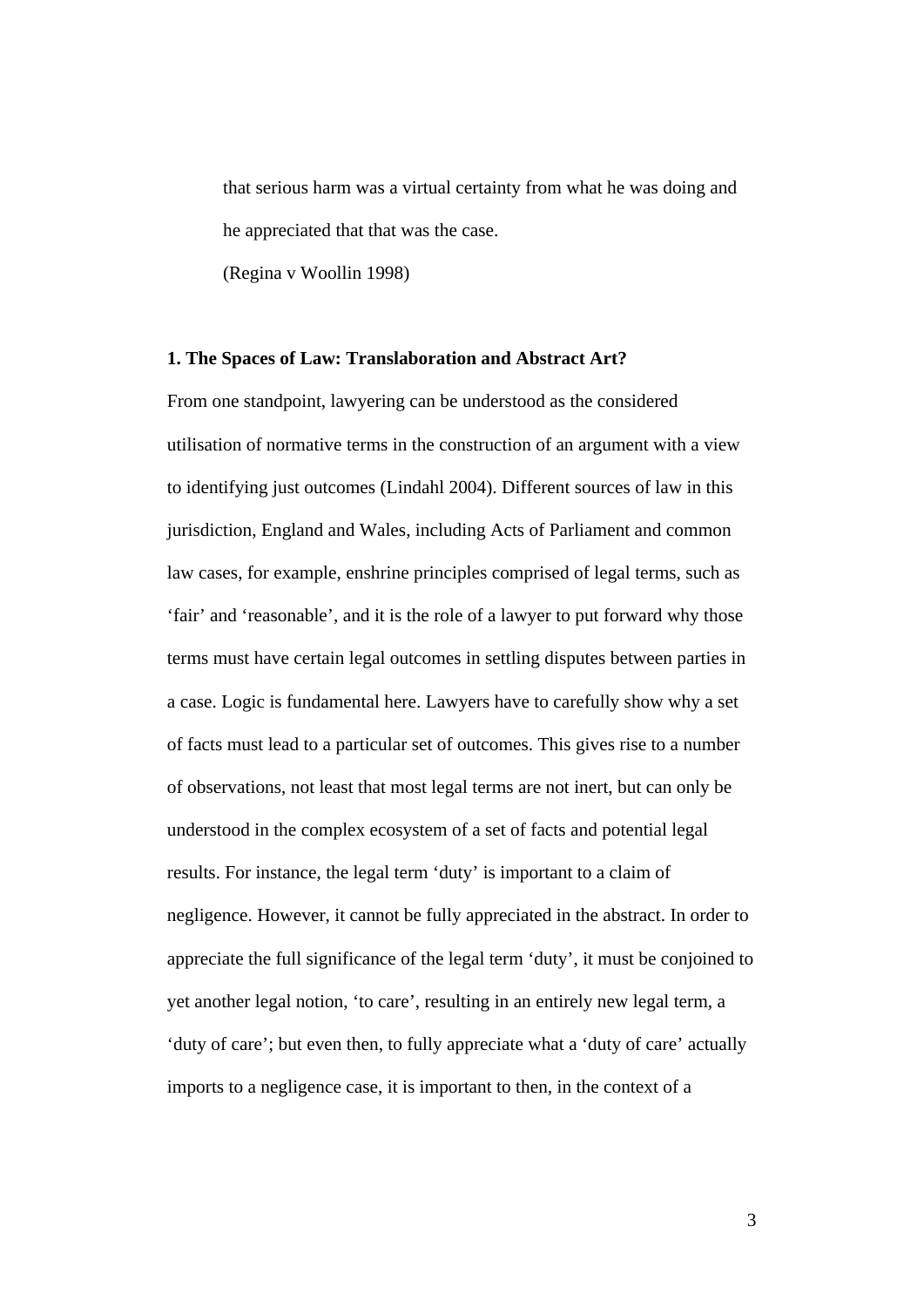> that serious harm was a virtual certainty from what he was doing and he appreciated that that was the case.
>
> (Regina v Woollin 1998)

## 1. The Spaces of Law: Translaboration and Abstract Art?

From one standpoint, lawyering can be understood as the considered utilisation of normative terms in the construction of an argument with a view to identifying just outcomes (Lindahl 2004). Different sources of law in this jurisdiction, England and Wales, including Acts of Parliament and common law cases, for example, enshrine principles comprised of legal terms, such as 'fair' and 'reasonable', and it is the role of a lawyer to put forward why those terms must have certain legal outcomes in settling disputes between parties in a case. Logic is fundamental here. Lawyers have to carefully show why a set of facts must lead to a particular set of outcomes. This gives rise to a number of observations, not least that most legal terms are not inert, but can only be understood in the complex ecosystem of a set of facts and potential legal results. For instance, the legal term 'duty' is important to a claim of negligence. However, it cannot be fully appreciated in the abstract. In order to appreciate the full significance of the legal term 'duty', it must be conjoined to yet another legal notion, 'to care', resulting in an entirely new legal term, a 'duty of care'; but even then, to fully appreciate what a 'duty of care' actually imports to a negligence case, it is important to then, in the context of a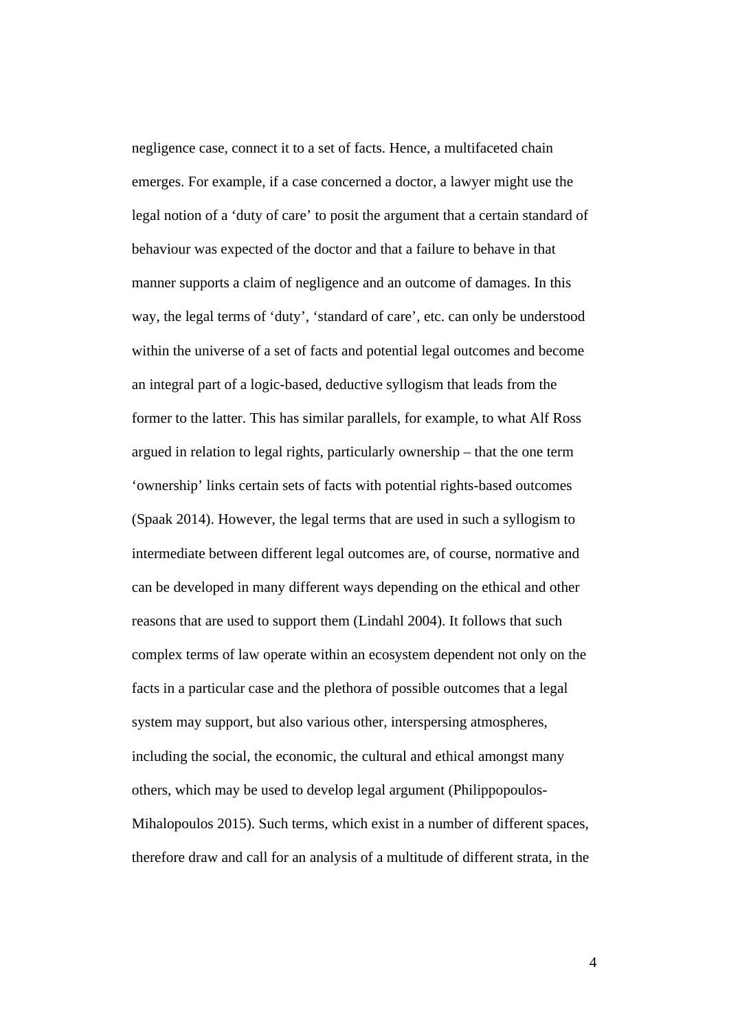negligence case, connect it to a set of facts. Hence, a multifaceted chain emerges. For example, if a case concerned a doctor, a lawyer might use the legal notion of a 'duty of care' to posit the argument that a certain standard of behaviour was expected of the doctor and that a failure to behave in that manner supports a claim of negligence and an outcome of damages. In this way, the legal terms of 'duty', 'standard of care', etc. can only be understood within the universe of a set of facts and potential legal outcomes and become an integral part of a logic-based, deductive syllogism that leads from the former to the latter. This has similar parallels, for example, to what Alf Ross argued in relation to legal rights, particularly ownership – that the one term 'ownership' links certain sets of facts with potential rights-based outcomes (Spaak 2014). However, the legal terms that are used in such a syllogism to intermediate between different legal outcomes are, of course, normative and can be developed in many different ways depending on the ethical and other reasons that are used to support them (Lindahl 2004). It follows that such complex terms of law operate within an ecosystem dependent not only on the facts in a particular case and the plethora of possible outcomes that a legal system may support, but also various other, interspersing atmospheres, including the social, the economic, the cultural and ethical amongst many others, which may be used to develop legal argument (Philippopoulos-Mihalopoulos 2015). Such terms, which exist in a number of different spaces, therefore draw and call for an analysis of a multitude of different strata, in the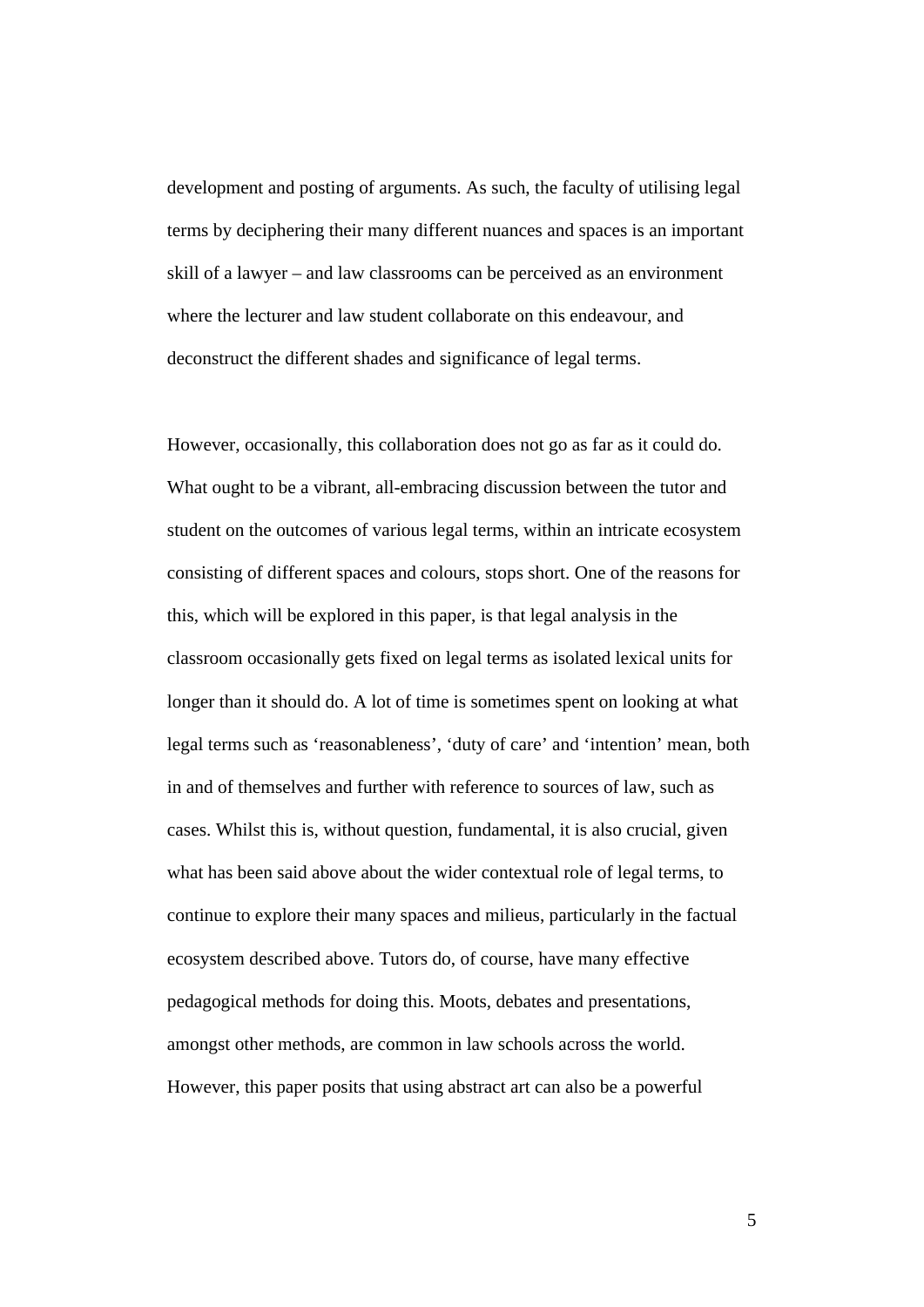development and posting of arguments. As such, the faculty of utilising legal terms by deciphering their many different nuances and spaces is an important skill of a lawyer – and law classrooms can be perceived as an environment where the lecturer and law student collaborate on this endeavour, and deconstruct the different shades and significance of legal terms.

However, occasionally, this collaboration does not go as far as it could do. What ought to be a vibrant, all-embracing discussion between the tutor and student on the outcomes of various legal terms, within an intricate ecosystem consisting of different spaces and colours, stops short. One of the reasons for this, which will be explored in this paper, is that legal analysis in the classroom occasionally gets fixed on legal terms as isolated lexical units for longer than it should do. A lot of time is sometimes spent on looking at what legal terms such as 'reasonableness', 'duty of care' and 'intention' mean, both in and of themselves and further with reference to sources of law, such as cases. Whilst this is, without question, fundamental, it is also crucial, given what has been said above about the wider contextual role of legal terms, to continue to explore their many spaces and milieus, particularly in the factual ecosystem described above. Tutors do, of course, have many effective pedagogical methods for doing this. Moots, debates and presentations, amongst other methods, are common in law schools across the world. However, this paper posits that using abstract art can also be a powerful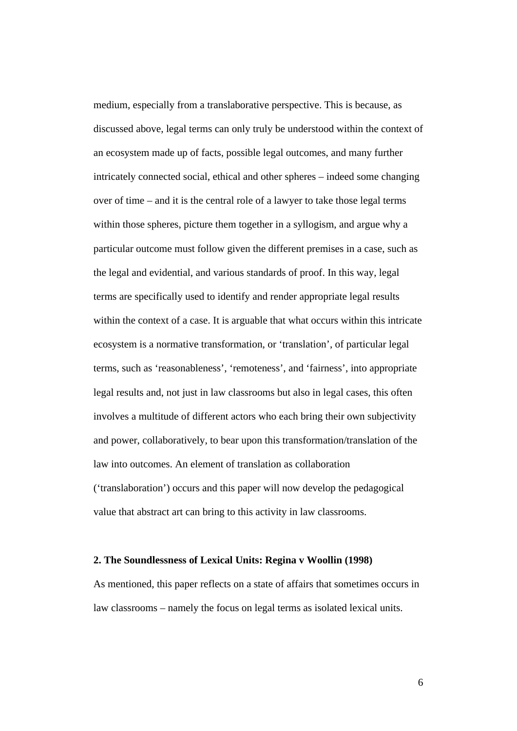medium, especially from a translaborative perspective. This is because, as discussed above, legal terms can only truly be understood within the context of an ecosystem made up of facts, possible legal outcomes, and many further intricately connected social, ethical and other spheres – indeed some changing over of time – and it is the central role of a lawyer to take those legal terms within those spheres, picture them together in a syllogism, and argue why a particular outcome must follow given the different premises in a case, such as the legal and evidential, and various standards of proof. In this way, legal terms are specifically used to identify and render appropriate legal results within the context of a case. It is arguable that what occurs within this intricate ecosystem is a normative transformation, or 'translation', of particular legal terms, such as 'reasonableness', 'remoteness', and 'fairness', into appropriate legal results and, not just in law classrooms but also in legal cases, this often involves a multitude of different actors who each bring their own subjectivity and power, collaboratively, to bear upon this transformation/translation of the law into outcomes. An element of translation as collaboration ('translaboration') occurs and this paper will now develop the pedagogical value that abstract art can bring to this activity in law classrooms.

## 2. The Soundlessness of Lexical Units: Regina v Woollin (1998)

As mentioned, this paper reflects on a state of affairs that sometimes occurs in law classrooms – namely the focus on legal terms as isolated lexical units.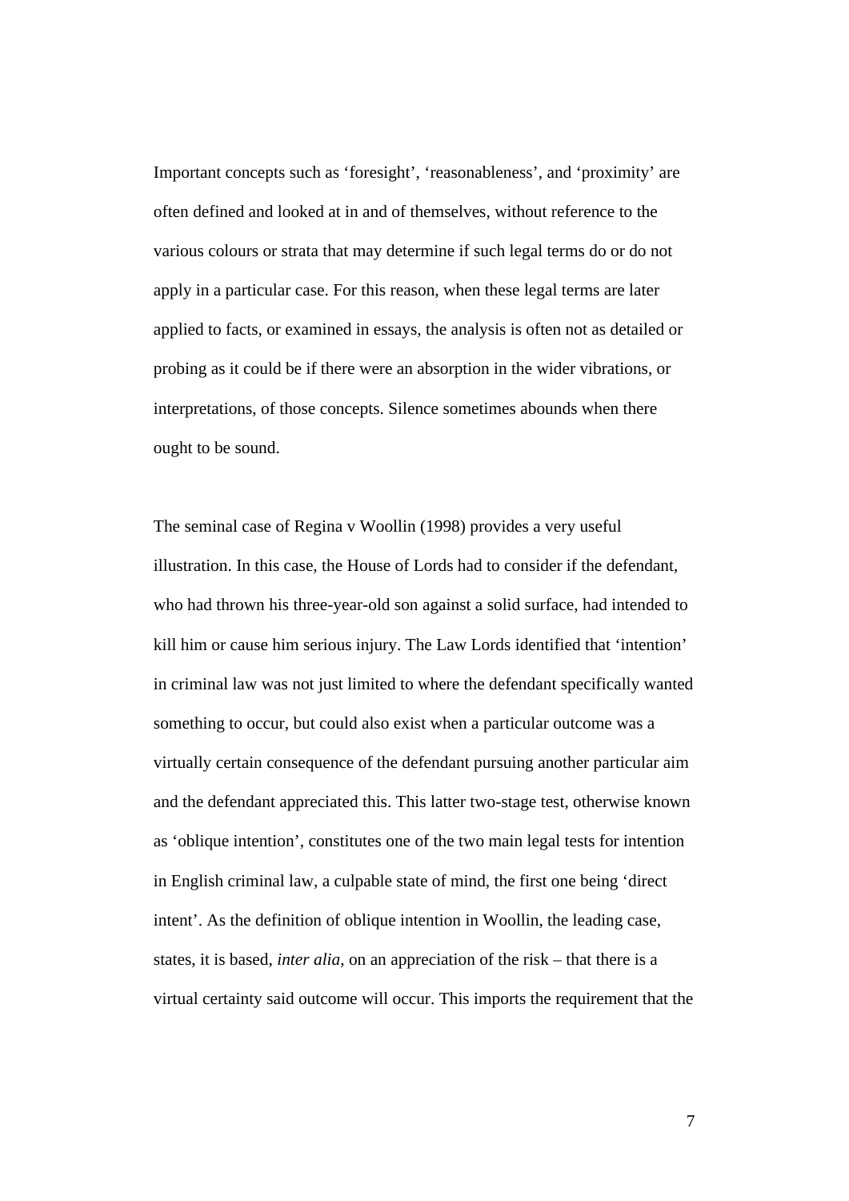Important concepts such as ‘foresight’, ‘reasonableness’, and ‘proximity’ are often defined and looked at in and of themselves, without reference to the various colours or strata that may determine if such legal terms do or do not apply in a particular case. For this reason, when these legal terms are later applied to facts, or examined in essays, the analysis is often not as detailed or probing as it could be if there were an absorption in the wider vibrations, or interpretations, of those concepts. Silence sometimes abounds when there ought to be sound.

The seminal case of Regina v Woollin (1998) provides a very useful illustration. In this case, the House of Lords had to consider if the defendant, who had thrown his three-year-old son against a solid surface, had intended to kill him or cause him serious injury. The Law Lords identified that ‘intention’ in criminal law was not just limited to where the defendant specifically wanted something to occur, but could also exist when a particular outcome was a virtually certain consequence of the defendant pursuing another particular aim and the defendant appreciated this. This latter two-stage test, otherwise known as ‘oblique intention’, constitutes one of the two main legal tests for intention in English criminal law, a culpable state of mind, the first one being ‘direct intent’. As the definition of oblique intention in Woollin, the leading case, states, it is based, *inter alia*, on an appreciation of the risk – that there is a virtual certainty said outcome will occur. This imports the requirement that the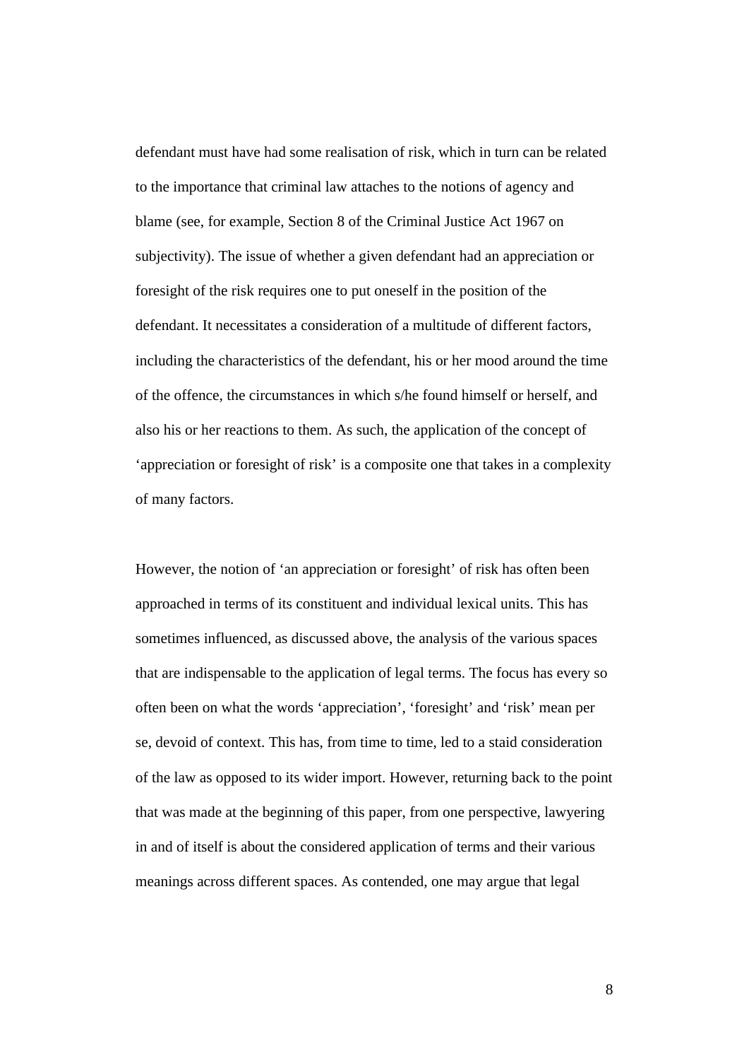defendant must have had some realisation of risk, which in turn can be related to the importance that criminal law attaches to the notions of agency and blame (see, for example, Section 8 of the Criminal Justice Act 1967 on subjectivity). The issue of whether a given defendant had an appreciation or foresight of the risk requires one to put oneself in the position of the defendant. It necessitates a consideration of a multitude of different factors, including the characteristics of the defendant, his or her mood around the time of the offence, the circumstances in which s/he found himself or herself, and also his or her reactions to them. As such, the application of the concept of 'appreciation or foresight of risk' is a composite one that takes in a complexity of many factors.

However, the notion of 'an appreciation or foresight' of risk has often been approached in terms of its constituent and individual lexical units. This has sometimes influenced, as discussed above, the analysis of the various spaces that are indispensable to the application of legal terms. The focus has every so often been on what the words 'appreciation', 'foresight' and 'risk' mean per se, devoid of context. This has, from time to time, led to a staid consideration of the law as opposed to its wider import. However, returning back to the point that was made at the beginning of this paper, from one perspective, lawyering in and of itself is about the considered application of terms and their various meanings across different spaces. As contended, one may argue that legal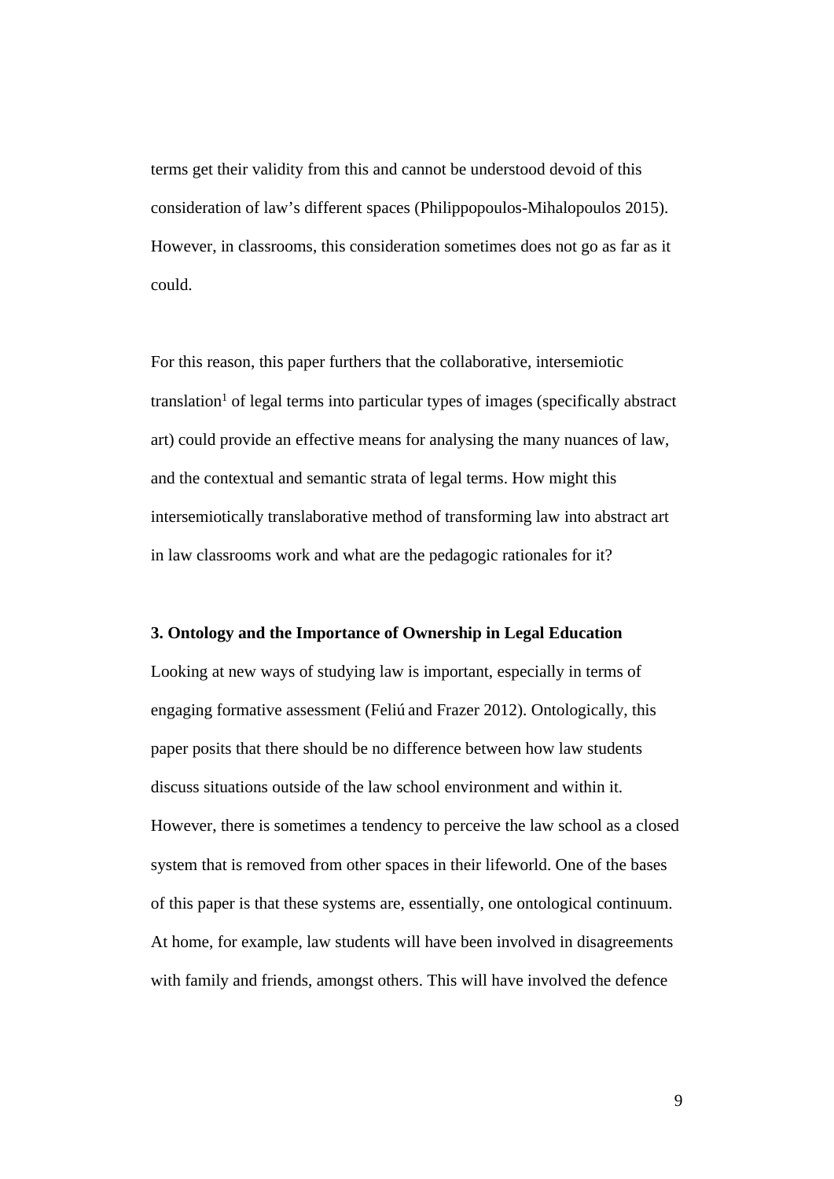terms get their validity from this and cannot be understood devoid of this consideration of law's different spaces (Philippopoulos-Mihalopoulos 2015). However, in classrooms, this consideration sometimes does not go as far as it could.

For this reason, this paper furthers that the collaborative, intersemiotic translation[1] of legal terms into particular types of images (specifically abstract art) could provide an effective means for analysing the many nuances of law, and the contextual and semantic strata of legal terms. How might this intersemiotically translaborative method of transforming law into abstract art in law classrooms work and what are the pedagogic rationales for it?

**3. Ontology and the Importance of Ownership in Legal Education**

Looking at new ways of studying law is important, especially in terms of engaging formative assessment (Feliú and Frazer 2012). Ontologically, this paper posits that there should be no difference between how law students discuss situations outside of the law school environment and within it. However, there is sometimes a tendency to perceive the law school as a closed system that is removed from other spaces in their lifeworld. One of the bases of this paper is that these systems are, essentially, one ontological continuum. At home, for example, law students will have been involved in disagreements with family and friends, amongst others. This will have involved the defence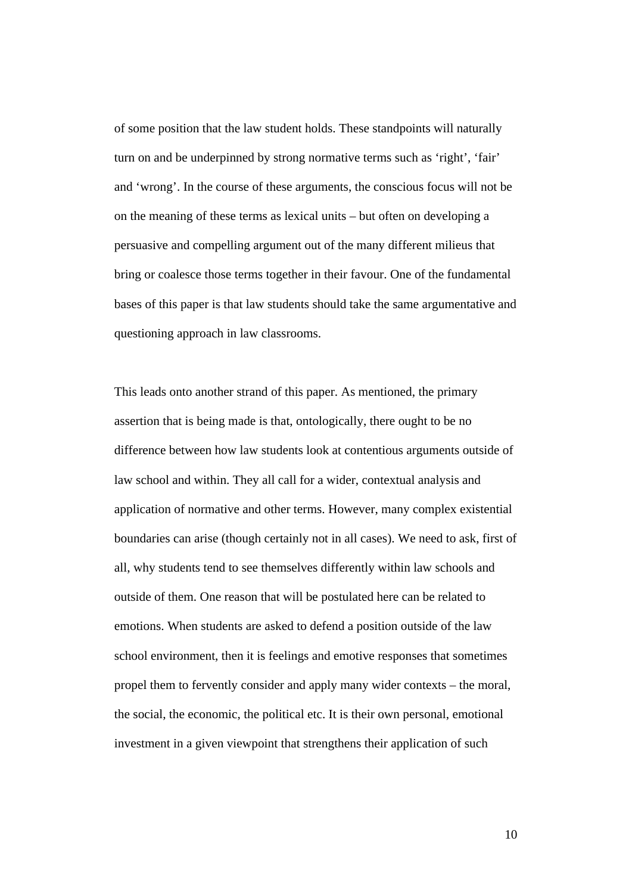of some position that the law student holds. These standpoints will naturally turn on and be underpinned by strong normative terms such as 'right', 'fair' and 'wrong'. In the course of these arguments, the conscious focus will not be on the meaning of these terms as lexical units – but often on developing a persuasive and compelling argument out of the many different milieus that bring or coalesce those terms together in their favour. One of the fundamental bases of this paper is that law students should take the same argumentative and questioning approach in law classrooms.

This leads onto another strand of this paper. As mentioned, the primary assertion that is being made is that, ontologically, there ought to be no difference between how law students look at contentious arguments outside of law school and within. They all call for a wider, contextual analysis and application of normative and other terms. However, many complex existential boundaries can arise (though certainly not in all cases). We need to ask, first of all, why students tend to see themselves differently within law schools and outside of them. One reason that will be postulated here can be related to emotions. When students are asked to defend a position outside of the law school environment, then it is feelings and emotive responses that sometimes propel them to fervently consider and apply many wider contexts – the moral, the social, the economic, the political etc. It is their own personal, emotional investment in a given viewpoint that strengthens their application of such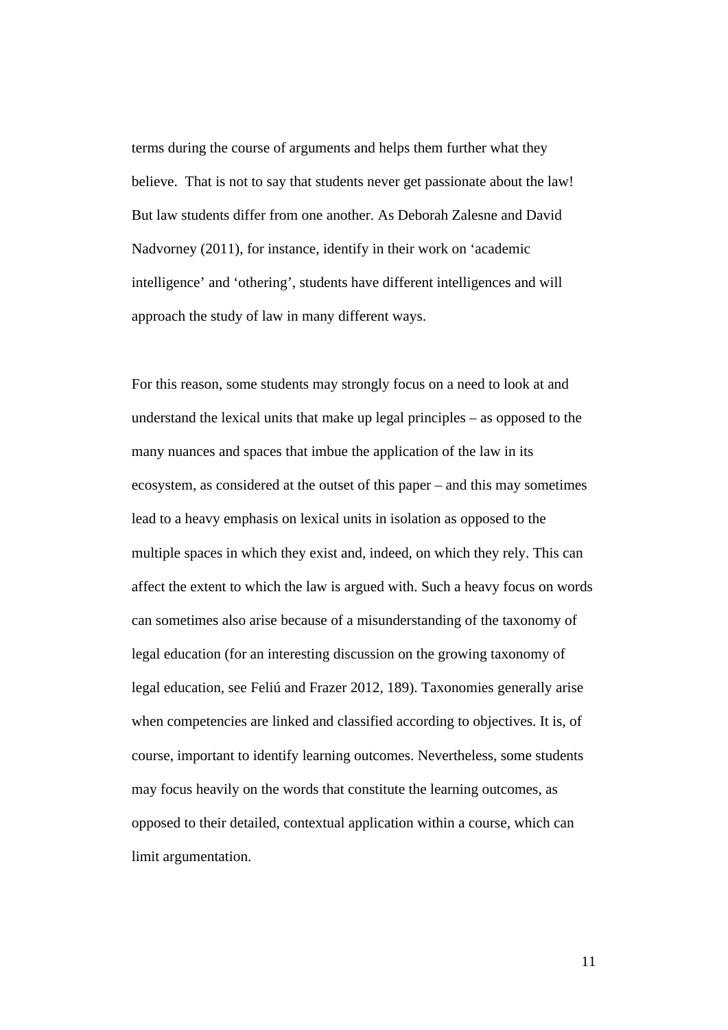terms during the course of arguments and helps them further what they believe. That is not to say that students never get passionate about the law! But law students differ from one another. As Deborah Zalesne and David Nadvorney (2011), for instance, identify in their work on 'academic intelligence' and 'othering', students have different intelligences and will approach the study of law in many different ways.

For this reason, some students may strongly focus on a need to look at and understand the lexical units that make up legal principles – as opposed to the many nuances and spaces that imbue the application of the law in its ecosystem, as considered at the outset of this paper – and this may sometimes lead to a heavy emphasis on lexical units in isolation as opposed to the multiple spaces in which they exist and, indeed, on which they rely. This can affect the extent to which the law is argued with. Such a heavy focus on words can sometimes also arise because of a misunderstanding of the taxonomy of legal education (for an interesting discussion on the growing taxonomy of legal education, see Feliú and Frazer 2012, 189). Taxonomies generally arise when competencies are linked and classified according to objectives. It is, of course, important to identify learning outcomes. Nevertheless, some students may focus heavily on the words that constitute the learning outcomes, as opposed to their detailed, contextual application within a course, which can limit argumentation.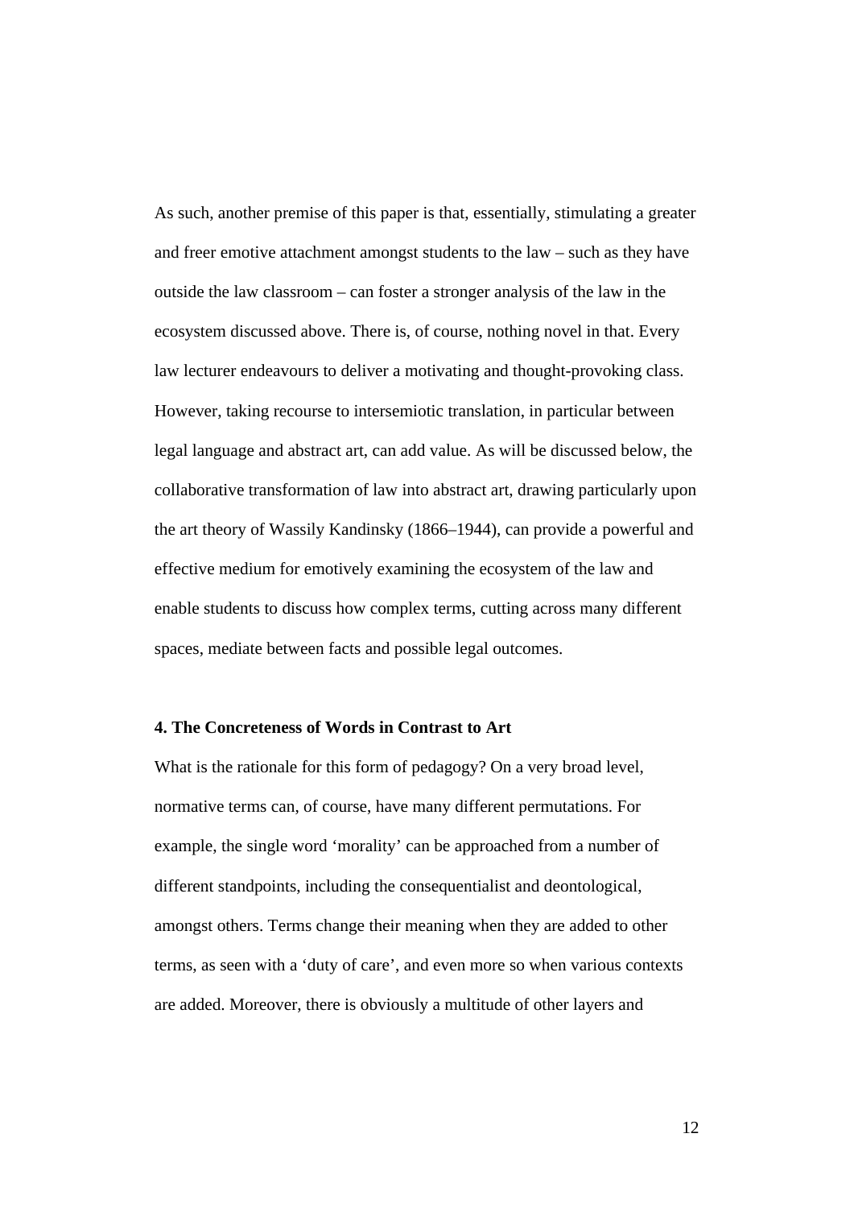As such, another premise of this paper is that, essentially, stimulating a greater and freer emotive attachment amongst students to the law – such as they have outside the law classroom – can foster a stronger analysis of the law in the ecosystem discussed above. There is, of course, nothing novel in that. Every law lecturer endeavours to deliver a motivating and thought-provoking class. However, taking recourse to intersemiotic translation, in particular between legal language and abstract art, can add value. As will be discussed below, the collaborative transformation of law into abstract art, drawing particularly upon the art theory of Wassily Kandinsky (1866–1944), can provide a powerful and effective medium for emotively examining the ecosystem of the law and enable students to discuss how complex terms, cutting across many different spaces, mediate between facts and possible legal outcomes.

## 4. The Concreteness of Words in Contrast to Art

What is the rationale for this form of pedagogy? On a very broad level, normative terms can, of course, have many different permutations. For example, the single word 'morality' can be approached from a number of different standpoints, including the consequentialist and deontological, amongst others. Terms change their meaning when they are added to other terms, as seen with a 'duty of care', and even more so when various contexts are added. Moreover, there is obviously a multitude of other layers and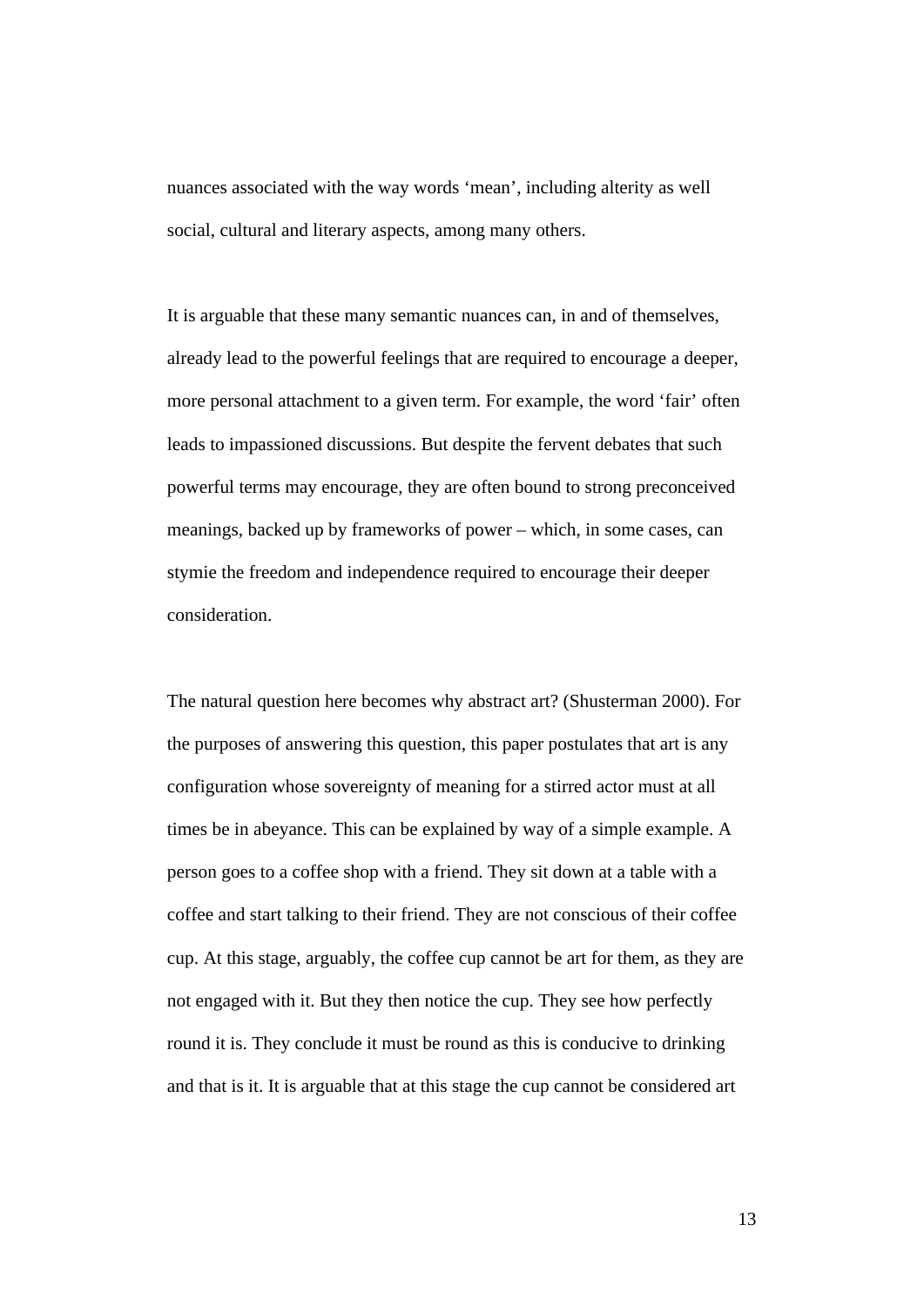nuances associated with the way words ‘mean’, including alterity as well social, cultural and literary aspects, among many others.

It is arguable that these many semantic nuances can, in and of themselves, already lead to the powerful feelings that are required to encourage a deeper, more personal attachment to a given term. For example, the word ‘fair’ often leads to impassioned discussions. But despite the fervent debates that such powerful terms may encourage, they are often bound to strong preconceived meanings, backed up by frameworks of power – which, in some cases, can stymie the freedom and independence required to encourage their deeper consideration.

The natural question here becomes why abstract art? (Shusterman 2000). For the purposes of answering this question, this paper postulates that art is any configuration whose sovereignty of meaning for a stirred actor must at all times be in abeyance. This can be explained by way of a simple example. A person goes to a coffee shop with a friend. They sit down at a table with a coffee and start talking to their friend. They are not conscious of their coffee cup. At this stage, arguably, the coffee cup cannot be art for them, as they are not engaged with it. But they then notice the cup. They see how perfectly round it is. They conclude it must be round as this is conducive to drinking and that is it. It is arguable that at this stage the cup cannot be considered art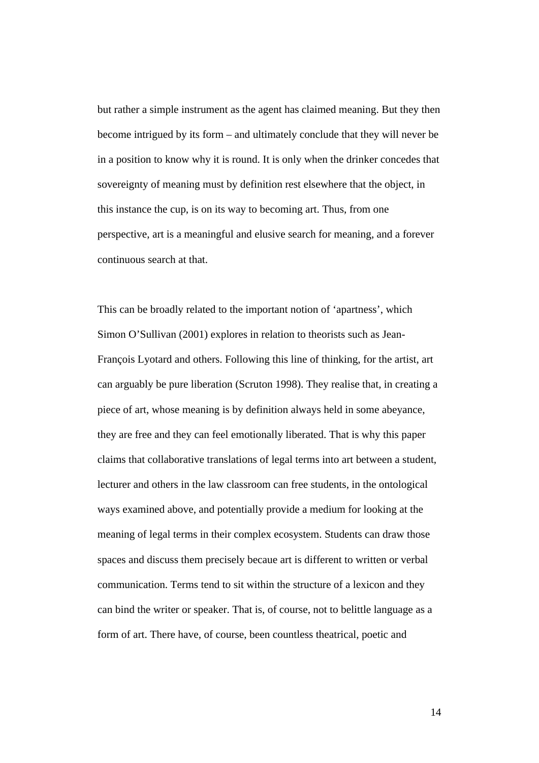but rather a simple instrument as the agent has claimed meaning. But they then become intrigued by its form – and ultimately conclude that they will never be in a position to know why it is round. It is only when the drinker concedes that sovereignty of meaning must by definition rest elsewhere that the object, in this instance the cup, is on its way to becoming art. Thus, from one perspective, art is a meaningful and elusive search for meaning, and a forever continuous search at that.

This can be broadly related to the important notion of 'apartness', which Simon O'Sullivan (2001) explores in relation to theorists such as Jean-François Lyotard and others. Following this line of thinking, for the artist, art can arguably be pure liberation (Scruton 1998). They realise that, in creating a piece of art, whose meaning is by definition always held in some abeyance, they are free and they can feel emotionally liberated. That is why this paper claims that collaborative translations of legal terms into art between a student, lecturer and others in the law classroom can free students, in the ontological ways examined above, and potentially provide a medium for looking at the meaning of legal terms in their complex ecosystem. Students can draw those spaces and discuss them precisely becaue art is different to written or verbal communication. Terms tend to sit within the structure of a lexicon and they can bind the writer or speaker. That is, of course, not to belittle language as a form of art. There have, of course, been countless theatrical, poetic and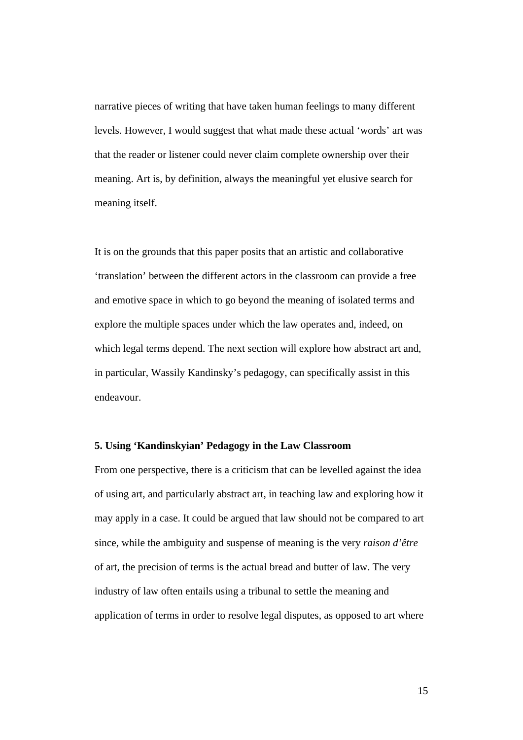narrative pieces of writing that have taken human feelings to many different levels. However, I would suggest that what made these actual 'words' art was that the reader or listener could never claim complete ownership over their meaning. Art is, by definition, always the meaningful yet elusive search for meaning itself.

It is on the grounds that this paper posits that an artistic and collaborative 'translation' between the different actors in the classroom can provide a free and emotive space in which to go beyond the meaning of isolated terms and explore the multiple spaces under which the law operates and, indeed, on which legal terms depend. The next section will explore how abstract art and, in particular, Wassily Kandinsky's pedagogy, can specifically assist in this endeavour.

**5. Using 'Kandinskyian' Pedagogy in the Law Classroom**

From one perspective, there is a criticism that can be levelled against the idea of using art, and particularly abstract art, in teaching law and exploring how it may apply in a case. It could be argued that law should not be compared to art since, while the ambiguity and suspense of meaning is the very *raison d'être* of art, the precision of terms is the actual bread and butter of law. The very industry of law often entails using a tribunal to settle the meaning and application of terms in order to resolve legal disputes, as opposed to art where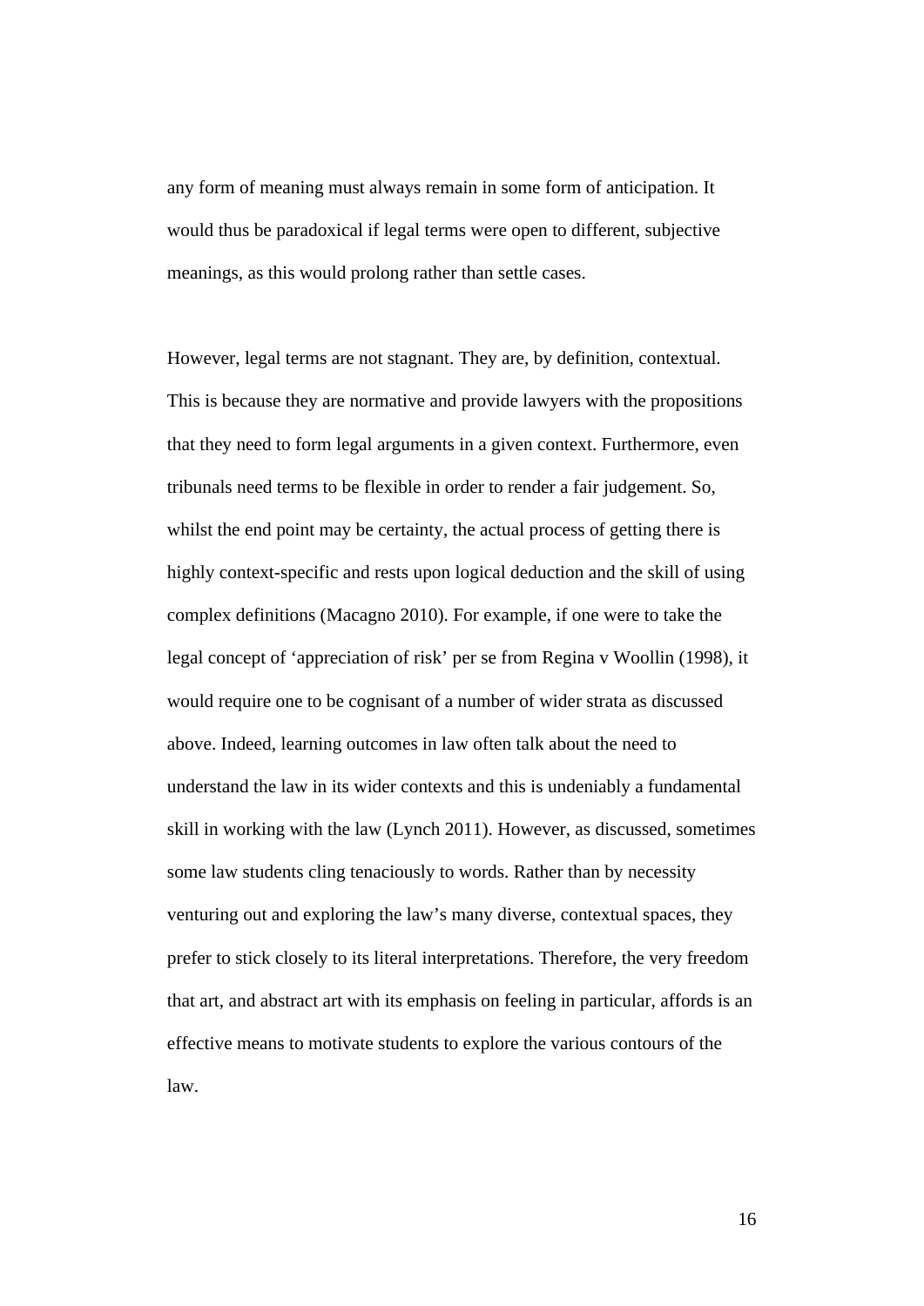any form of meaning must always remain in some form of anticipation. It would thus be paradoxical if legal terms were open to different, subjective meanings, as this would prolong rather than settle cases.

However, legal terms are not stagnant. They are, by definition, contextual. This is because they are normative and provide lawyers with the propositions that they need to form legal arguments in a given context. Furthermore, even tribunals need terms to be flexible in order to render a fair judgement. So, whilst the end point may be certainty, the actual process of getting there is highly context-specific and rests upon logical deduction and the skill of using complex definitions (Macagno 2010). For example, if one were to take the legal concept of 'appreciation of risk' per se from Regina v Woollin (1998), it would require one to be cognisant of a number of wider strata as discussed above. Indeed, learning outcomes in law often talk about the need to understand the law in its wider contexts and this is undeniably a fundamental skill in working with the law (Lynch 2011). However, as discussed, sometimes some law students cling tenaciously to words. Rather than by necessity venturing out and exploring the law's many diverse, contextual spaces, they prefer to stick closely to its literal interpretations. Therefore, the very freedom that art, and abstract art with its emphasis on feeling in particular, affords is an effective means to motivate students to explore the various contours of the law.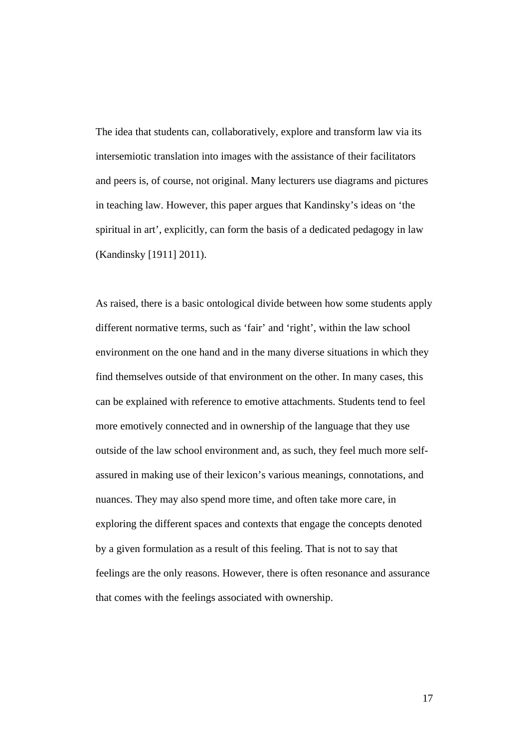The idea that students can, collaboratively, explore and transform law via its intersemiotic translation into images with the assistance of their facilitators and peers is, of course, not original. Many lecturers use diagrams and pictures in teaching law. However, this paper argues that Kandinsky's ideas on 'the spiritual in art', explicitly, can form the basis of a dedicated pedagogy in law (Kandinsky [1911] 2011).

As raised, there is a basic ontological divide between how some students apply different normative terms, such as 'fair' and 'right', within the law school environment on the one hand and in the many diverse situations in which they find themselves outside of that environment on the other. In many cases, this can be explained with reference to emotive attachments. Students tend to feel more emotively connected and in ownership of the language that they use outside of the law school environment and, as such, they feel much more self-assured in making use of their lexicon's various meanings, connotations, and nuances. They may also spend more time, and often take more care, in exploring the different spaces and contexts that engage the concepts denoted by a given formulation as a result of this feeling. That is not to say that feelings are the only reasons. However, there is often resonance and assurance that comes with the feelings associated with ownership.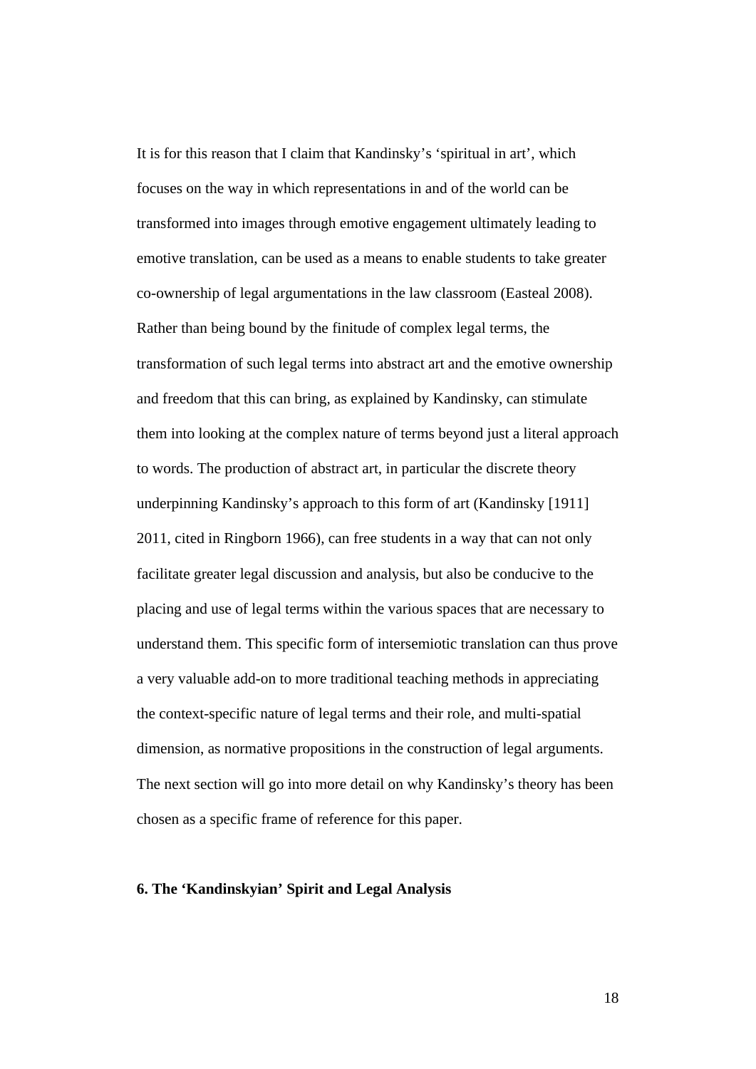It is for this reason that I claim that Kandinsky's 'spiritual in art', which focuses on the way in which representations in and of the world can be transformed into images through emotive engagement ultimately leading to emotive translation, can be used as a means to enable students to take greater co-ownership of legal argumentations in the law classroom (Easteal 2008). Rather than being bound by the finitude of complex legal terms, the transformation of such legal terms into abstract art and the emotive ownership and freedom that this can bring, as explained by Kandinsky, can stimulate them into looking at the complex nature of terms beyond just a literal approach to words. The production of abstract art, in particular the discrete theory underpinning Kandinsky's approach to this form of art (Kandinsky [1911] 2011, cited in Ringborn 1966), can free students in a way that can not only facilitate greater legal discussion and analysis, but also be conducive to the placing and use of legal terms within the various spaces that are necessary to understand them. This specific form of intersemiotic translation can thus prove a very valuable add-on to more traditional teaching methods in appreciating the context-specific nature of legal terms and their role, and multi-spatial dimension, as normative propositions in the construction of legal arguments. The next section will go into more detail on why Kandinsky's theory has been chosen as a specific frame of reference for this paper.

## 6. The 'Kandinskyian' Spirit and Legal Analysis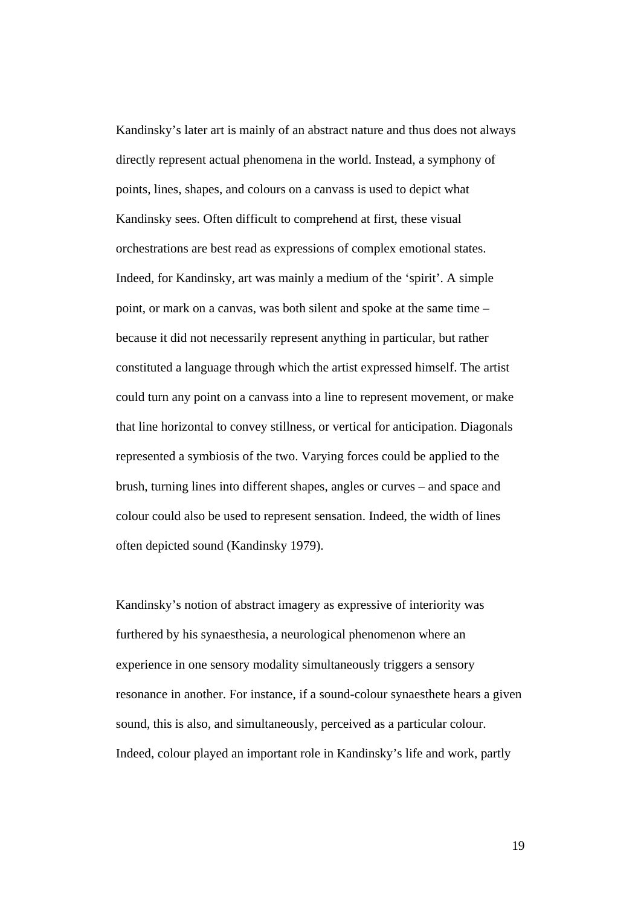Kandinsky's later art is mainly of an abstract nature and thus does not always directly represent actual phenomena in the world. Instead, a symphony of points, lines, shapes, and colours on a canvass is used to depict what Kandinsky sees. Often difficult to comprehend at first, these visual orchestrations are best read as expressions of complex emotional states. Indeed, for Kandinsky, art was mainly a medium of the 'spirit'. A simple point, or mark on a canvas, was both silent and spoke at the same time – because it did not necessarily represent anything in particular, but rather constituted a language through which the artist expressed himself. The artist could turn any point on a canvass into a line to represent movement, or make that line horizontal to convey stillness, or vertical for anticipation. Diagonals represented a symbiosis of the two. Varying forces could be applied to the brush, turning lines into different shapes, angles or curves – and space and colour could also be used to represent sensation. Indeed, the width of lines often depicted sound (Kandinsky 1979).

Kandinsky's notion of abstract imagery as expressive of interiority was furthered by his synaesthesia, a neurological phenomenon where an experience in one sensory modality simultaneously triggers a sensory resonance in another. For instance, if a sound-colour synaesthete hears a given sound, this is also, and simultaneously, perceived as a particular colour. Indeed, colour played an important role in Kandinsky's life and work, partly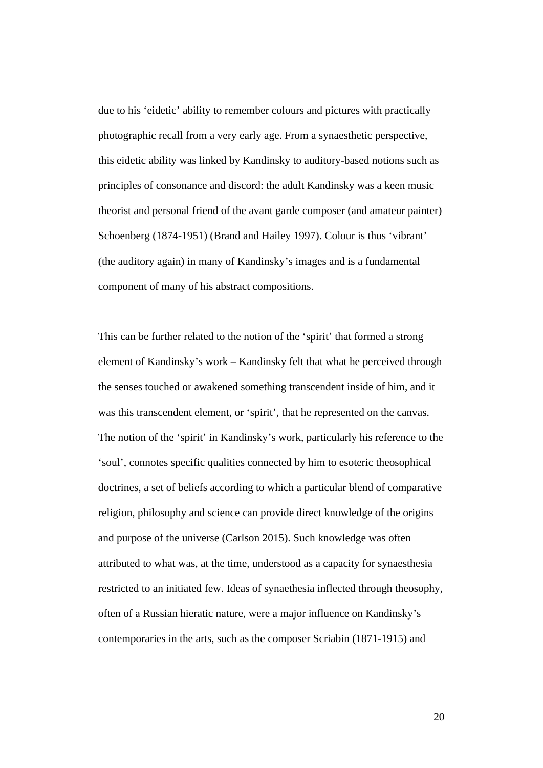due to his ‘eidetic’ ability to remember colours and pictures with practically photographic recall from a very early age. From a synaesthetic perspective, this eidetic ability was linked by Kandinsky to auditory-based notions such as principles of consonance and discord: the adult Kandinsky was a keen music theorist and personal friend of the avant garde composer (and amateur painter) Schoenberg (1874-1951) (Brand and Hailey 1997). Colour is thus ‘vibrant’ (the auditory again) in many of Kandinsky’s images and is a fundamental component of many of his abstract compositions.

This can be further related to the notion of the ‘spirit’ that formed a strong element of Kandinsky’s work – Kandinsky felt that what he perceived through the senses touched or awakened something transcendent inside of him, and it was this transcendent element, or ‘spirit’, that he represented on the canvas. The notion of the ‘spirit’ in Kandinsky’s work, particularly his reference to the ‘soul’, connotes specific qualities connected by him to esoteric theosophical doctrines, a set of beliefs according to which a particular blend of comparative religion, philosophy and science can provide direct knowledge of the origins and purpose of the universe (Carlson 2015). Such knowledge was often attributed to what was, at the time, understood as a capacity for synaesthesia restricted to an initiated few. Ideas of synaethesia inflected through theosophy, often of a Russian hieratic nature, were a major influence on Kandinsky’s contemporaries in the arts, such as the composer Scriabin (1871-1915) and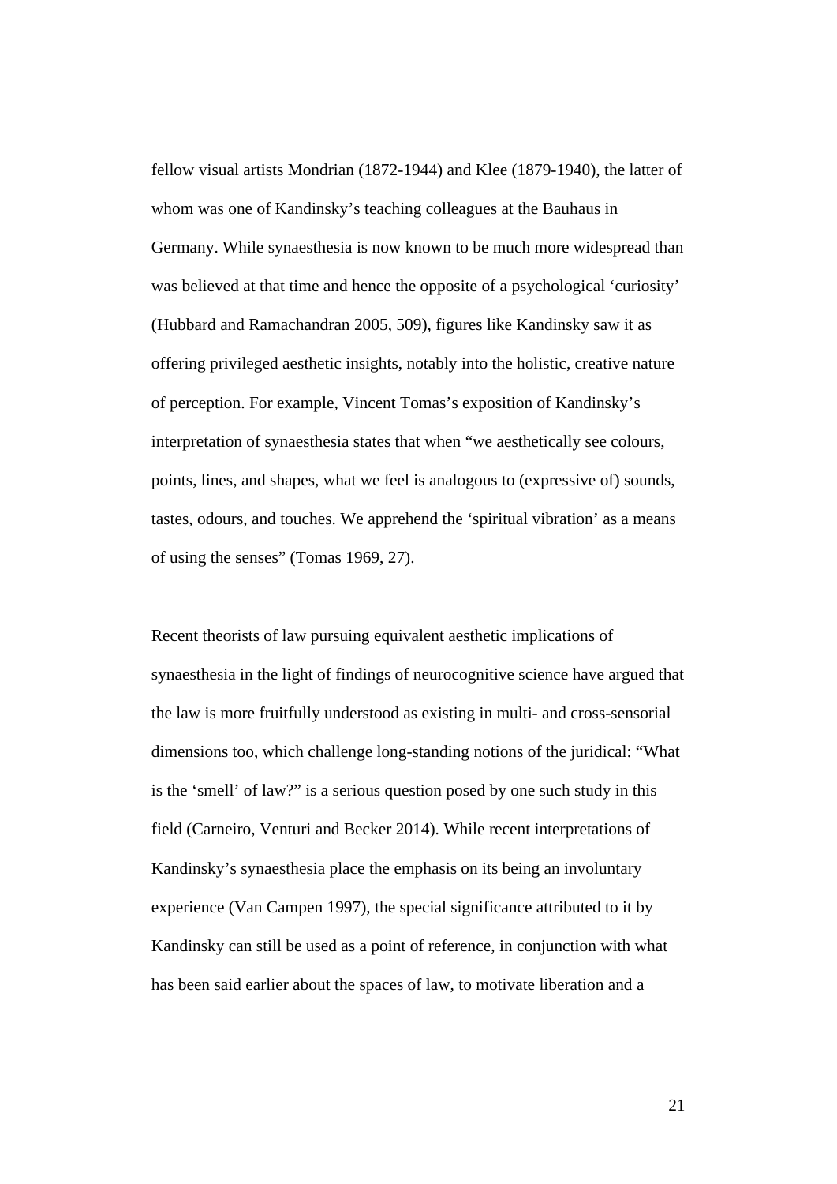fellow visual artists Mondrian (1872-1944) and Klee (1879-1940), the latter of whom was one of Kandinsky's teaching colleagues at the Bauhaus in Germany. While synaesthesia is now known to be much more widespread than was believed at that time and hence the opposite of a psychological 'curiosity' (Hubbard and Ramachandran 2005, 509), figures like Kandinsky saw it as offering privileged aesthetic insights, notably into the holistic, creative nature of perception. For example, Vincent Tomas's exposition of Kandinsky's interpretation of synaesthesia states that when "we aesthetically see colours, points, lines, and shapes, what we feel is analogous to (expressive of) sounds, tastes, odours, and touches. We apprehend the 'spiritual vibration' as a means of using the senses" (Tomas 1969, 27).

Recent theorists of law pursuing equivalent aesthetic implications of synaesthesia in the light of findings of neurocognitive science have argued that the law is more fruitfully understood as existing in multi- and cross-sensorial dimensions too, which challenge long-standing notions of the juridical: "What is the 'smell' of law?" is a serious question posed by one such study in this field (Carneiro, Venturi and Becker 2014). While recent interpretations of Kandinsky's synaesthesia place the emphasis on its being an involuntary experience (Van Campen 1997), the special significance attributed to it by Kandinsky can still be used as a point of reference, in conjunction with what has been said earlier about the spaces of law, to motivate liberation and a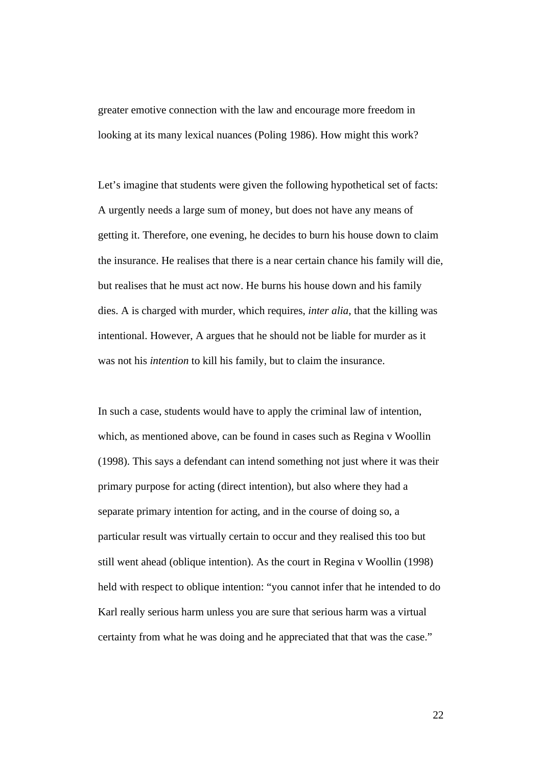greater emotive connection with the law and encourage more freedom in looking at its many lexical nuances (Poling 1986). How might this work?

Let's imagine that students were given the following hypothetical set of facts: A urgently needs a large sum of money, but does not have any means of getting it. Therefore, one evening, he decides to burn his house down to claim the insurance. He realises that there is a near certain chance his family will die, but realises that he must act now. He burns his house down and his family dies. A is charged with murder, which requires, *inter alia*, that the killing was intentional. However, A argues that he should not be liable for murder as it was not his *intention* to kill his family, but to claim the insurance.

In such a case, students would have to apply the criminal law of intention, which, as mentioned above, can be found in cases such as Regina v Woollin (1998). This says a defendant can intend something not just where it was their primary purpose for acting (direct intention), but also where they had a separate primary intention for acting, and in the course of doing so, a particular result was virtually certain to occur and they realised this too but still went ahead (oblique intention). As the court in Regina v Woollin (1998) held with respect to oblique intention: "you cannot infer that he intended to do Karl really serious harm unless you are sure that serious harm was a virtual certainty from what he was doing and he appreciated that that was the case."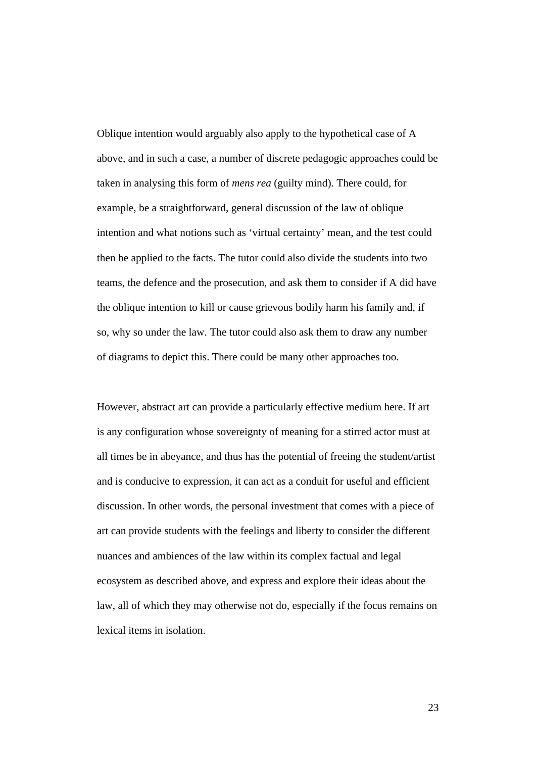Oblique intention would arguably also apply to the hypothetical case of A above, and in such a case, a number of discrete pedagogic approaches could be taken in analysing this form of *mens rea* (guilty mind). There could, for example, be a straightforward, general discussion of the law of oblique intention and what notions such as 'virtual certainty' mean, and the test could then be applied to the facts. The tutor could also divide the students into two teams, the defence and the prosecution, and ask them to consider if A did have the oblique intention to kill or cause grievous bodily harm his family and, if so, why so under the law. The tutor could also ask them to draw any number of diagrams to depict this. There could be many other approaches too.

However, abstract art can provide a particularly effective medium here. If art is any configuration whose sovereignty of meaning for a stirred actor must at all times be in abeyance, and thus has the potential of freeing the student/artist and is conducive to expression, it can act as a conduit for useful and efficient discussion. In other words, the personal investment that comes with a piece of art can provide students with the feelings and liberty to consider the different nuances and ambiences of the law within its complex factual and legal ecosystem as described above, and express and explore their ideas about the law, all of which they may otherwise not do, especially if the focus remains on lexical items in isolation.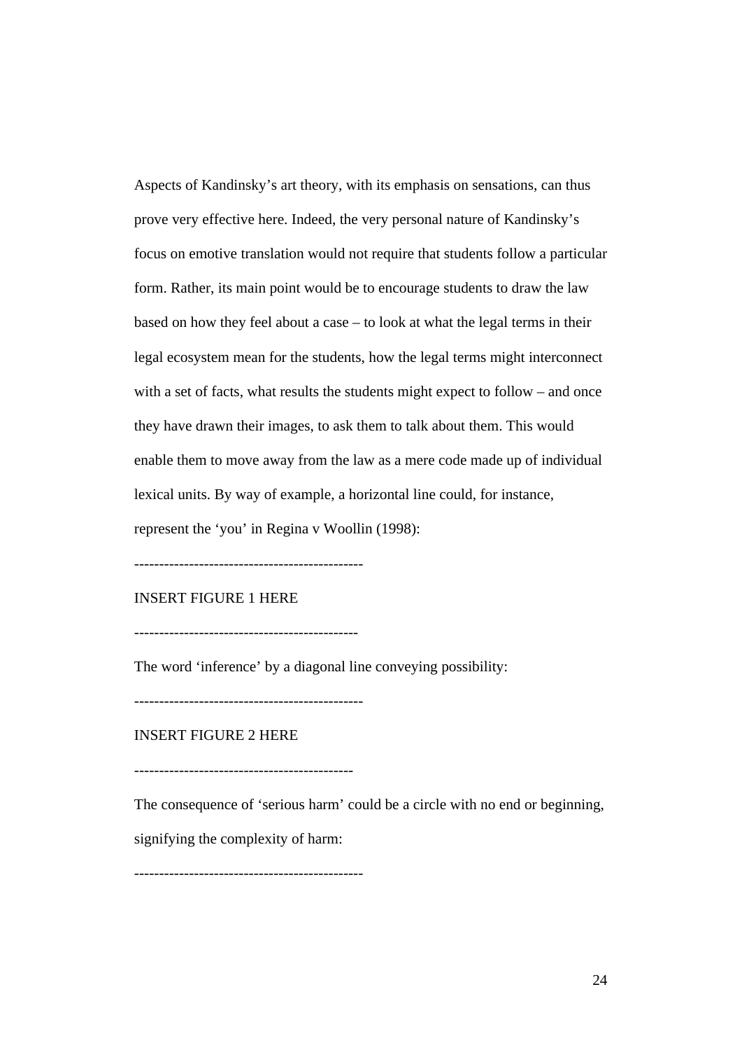Aspects of Kandinsky's art theory, with its emphasis on sensations, can thus prove very effective here. Indeed, the very personal nature of Kandinsky's focus on emotive translation would not require that students follow a particular form. Rather, its main point would be to encourage students to draw the law based on how they feel about a case – to look at what the legal terms in their legal ecosystem mean for the students, how the legal terms might interconnect with a set of facts, what results the students might expect to follow – and once they have drawn their images, to ask them to talk about them. This would enable them to move away from the law as a mere code made up of individual lexical units. By way of example, a horizontal line could, for instance, represent the 'you' in Regina v Woollin (1998):

---------------------------------------------

INSERT FIGURE 1 HERE

--------------------------------------------

The word 'inference' by a diagonal line conveying possibility:

---------------------------------------------

INSERT FIGURE 2 HERE

-------------------------------------------

The consequence of 'serious harm' could be a circle with no end or beginning, signifying the complexity of harm:

---------------------------------------------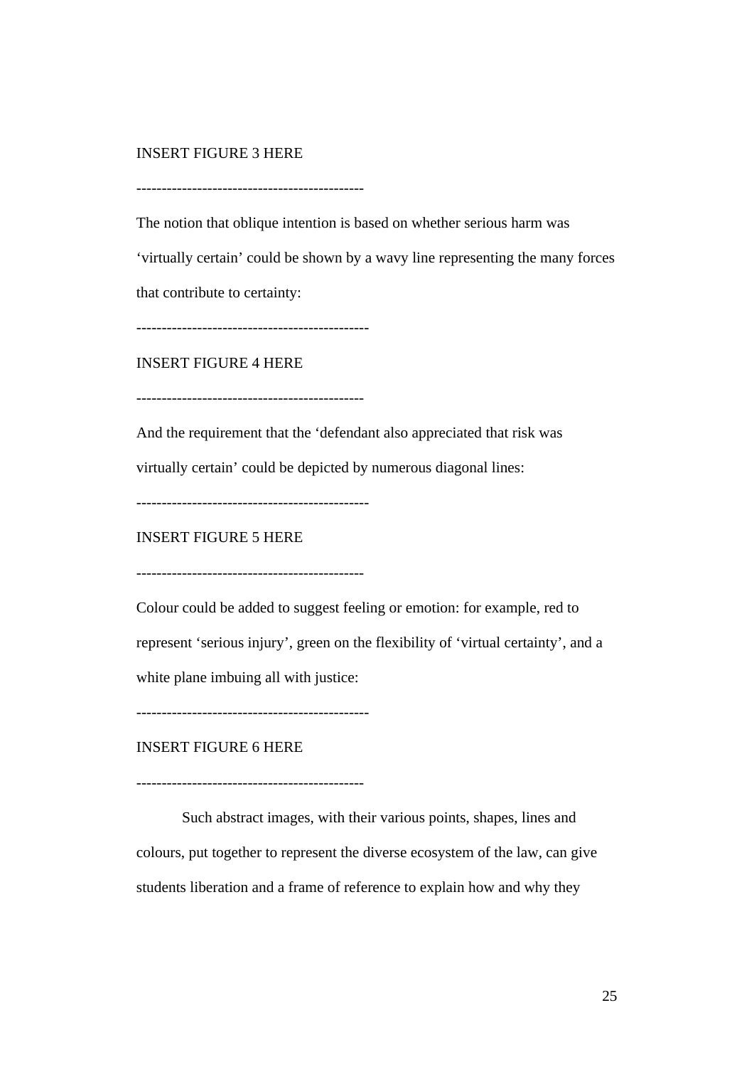INSERT FIGURE 3 HERE

--------------------------------------------

The notion that oblique intention is based on whether serious harm was 'virtually certain' could be shown by a wavy line representing the many forces that contribute to certainty:

--------------------------------------------

INSERT FIGURE 4 HERE

--------------------------------------------

And the requirement that the 'defendant also appreciated that risk was virtually certain' could be depicted by numerous diagonal lines:

--------------------------------------------

INSERT FIGURE 5 HERE

--------------------------------------------

Colour could be added to suggest feeling or emotion: for example, red to represent 'serious injury', green on the flexibility of 'virtual certainty', and a white plane imbuing all with justice:

--------------------------------------------

INSERT FIGURE 6 HERE

--------------------------------------------

Such abstract images, with their various points, shapes, lines and colours, put together to represent the diverse ecosystem of the law, can give students liberation and a frame of reference to explain how and why they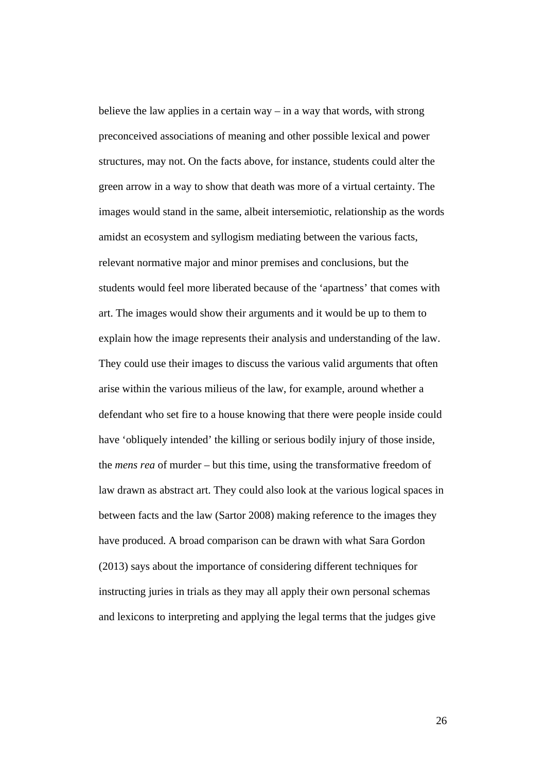believe the law applies in a certain way – in a way that words, with strong preconceived associations of meaning and other possible lexical and power structures, may not. On the facts above, for instance, students could alter the green arrow in a way to show that death was more of a virtual certainty. The images would stand in the same, albeit intersemiotic, relationship as the words amidst an ecosystem and syllogism mediating between the various facts, relevant normative major and minor premises and conclusions, but the students would feel more liberated because of the 'apartness' that comes with art. The images would show their arguments and it would be up to them to explain how the image represents their analysis and understanding of the law. They could use their images to discuss the various valid arguments that often arise within the various milieus of the law, for example, around whether a defendant who set fire to a house knowing that there were people inside could have 'obliquely intended' the killing or serious bodily injury of those inside, the *mens rea* of murder – but this time, using the transformative freedom of law drawn as abstract art. They could also look at the various logical spaces in between facts and the law (Sartor 2008) making reference to the images they have produced. A broad comparison can be drawn with what Sara Gordon (2013) says about the importance of considering different techniques for instructing juries in trials as they may all apply their own personal schemas and lexicons to interpreting and applying the legal terms that the judges give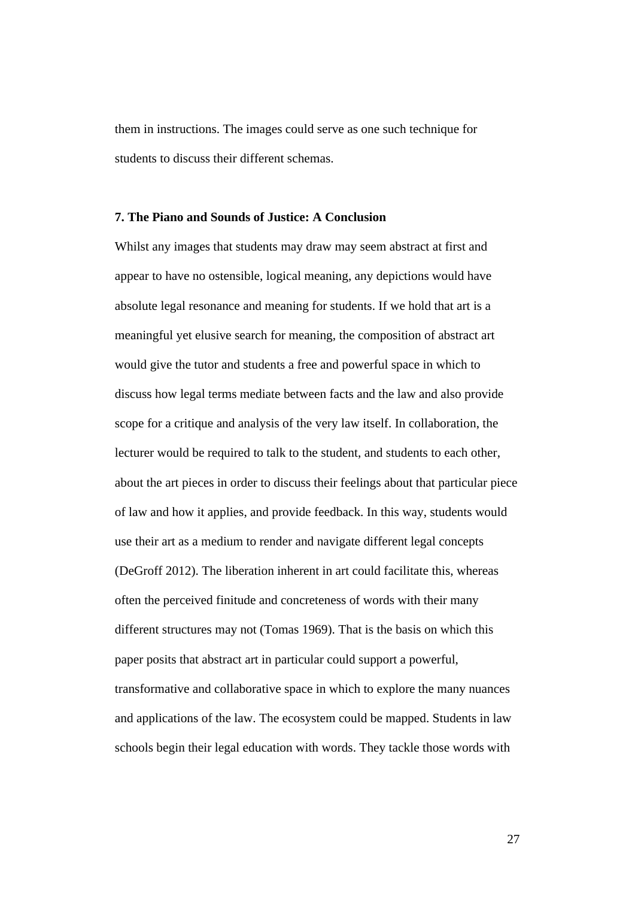them in instructions. The images could serve as one such technique for students to discuss their different schemas.

## 7. The Piano and Sounds of Justice: A Conclusion

Whilst any images that students may draw may seem abstract at first and appear to have no ostensible, logical meaning, any depictions would have absolute legal resonance and meaning for students. If we hold that art is a meaningful yet elusive search for meaning, the composition of abstract art would give the tutor and students a free and powerful space in which to discuss how legal terms mediate between facts and the law and also provide scope for a critique and analysis of the very law itself. In collaboration, the lecturer would be required to talk to the student, and students to each other, about the art pieces in order to discuss their feelings about that particular piece of law and how it applies, and provide feedback. In this way, students would use their art as a medium to render and navigate different legal concepts (DeGroff 2012). The liberation inherent in art could facilitate this, whereas often the perceived finitude and concreteness of words with their many different structures may not (Tomas 1969). That is the basis on which this paper posits that abstract art in particular could support a powerful, transformative and collaborative space in which to explore the many nuances and applications of the law. The ecosystem could be mapped. Students in law schools begin their legal education with words. They tackle those words with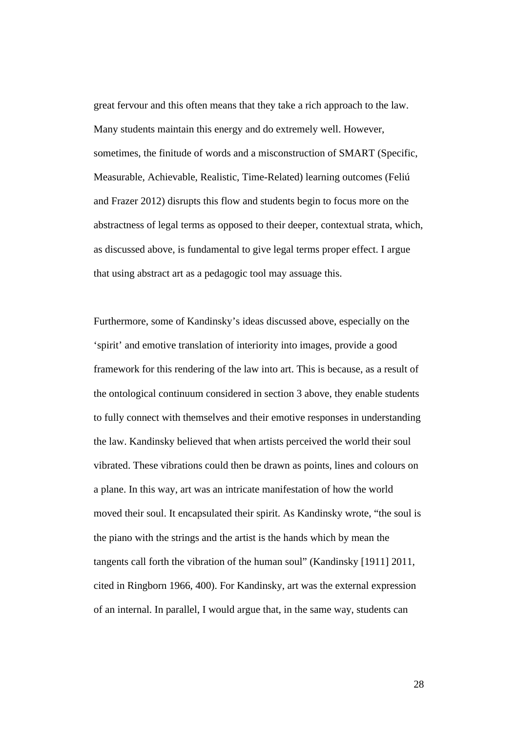great fervour and this often means that they take a rich approach to the law. Many students maintain this energy and do extremely well. However, sometimes, the finitude of words and a misconstruction of SMART (Specific, Measurable, Achievable, Realistic, Time-Related) learning outcomes (Feliú and Frazer 2012) disrupts this flow and students begin to focus more on the abstractness of legal terms as opposed to their deeper, contextual strata, which, as discussed above, is fundamental to give legal terms proper effect. I argue that using abstract art as a pedagogic tool may assuage this.

Furthermore, some of Kandinsky's ideas discussed above, especially on the 'spirit' and emotive translation of interiority into images, provide a good framework for this rendering of the law into art. This is because, as a result of the ontological continuum considered in section 3 above, they enable students to fully connect with themselves and their emotive responses in understanding the law. Kandinsky believed that when artists perceived the world their soul vibrated. These vibrations could then be drawn as points, lines and colours on a plane. In this way, art was an intricate manifestation of how the world moved their soul. It encapsulated their spirit. As Kandinsky wrote, "the soul is the piano with the strings and the artist is the hands which by mean the tangents call forth the vibration of the human soul" (Kandinsky [1911] 2011, cited in Ringborn 1966, 400). For Kandinsky, art was the external expression of an internal. In parallel, I would argue that, in the same way, students can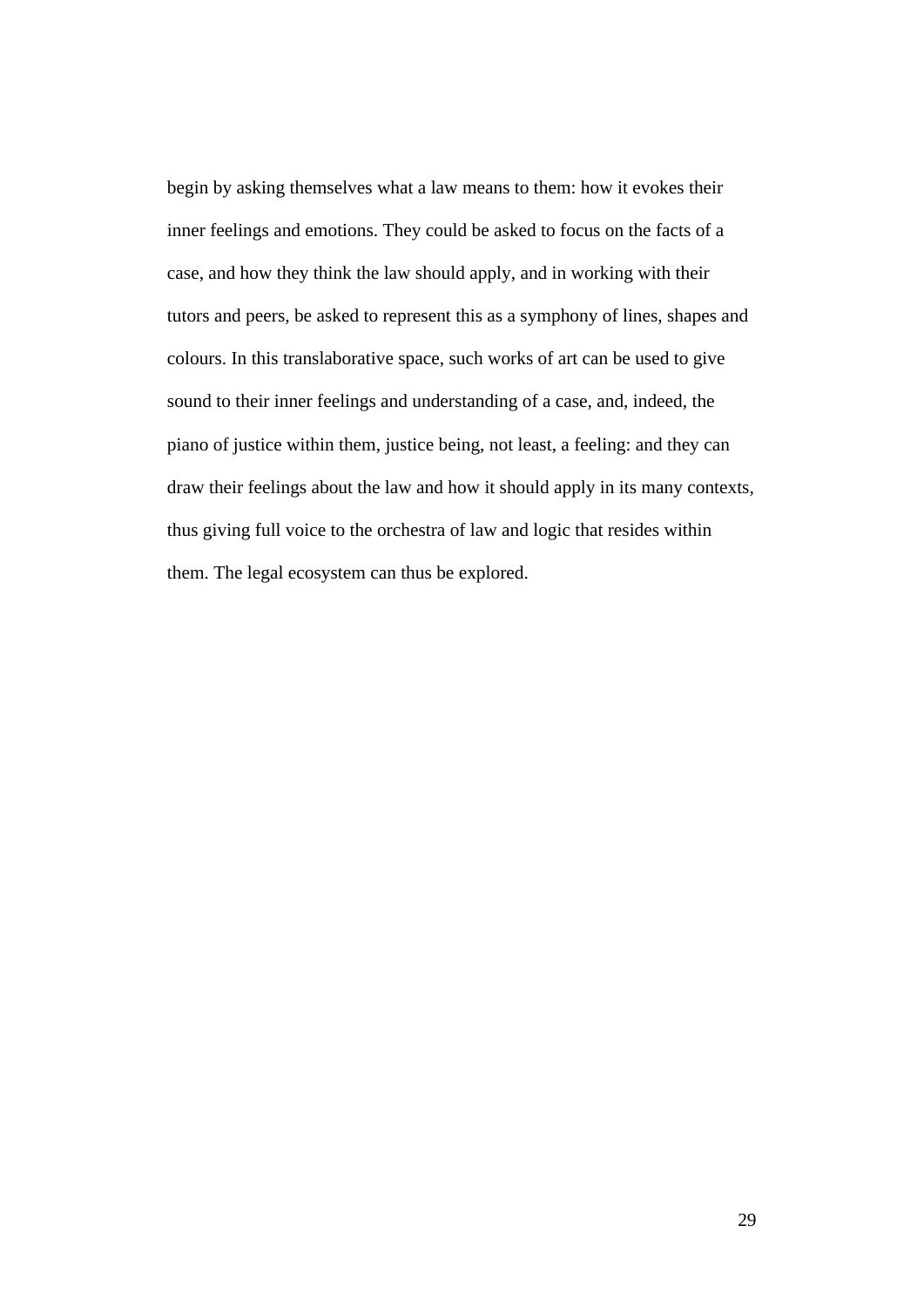begin by asking themselves what a law means to them: how it evokes their inner feelings and emotions. They could be asked to focus on the facts of a case, and how they think the law should apply, and in working with their tutors and peers, be asked to represent this as a symphony of lines, shapes and colours. In this translaborative space, such works of art can be used to give sound to their inner feelings and understanding of a case, and, indeed, the piano of justice within them, justice being, not least, a feeling: and they can draw their feelings about the law and how it should apply in its many contexts, thus giving full voice to the orchestra of law and logic that resides within them. The legal ecosystem can thus be explored.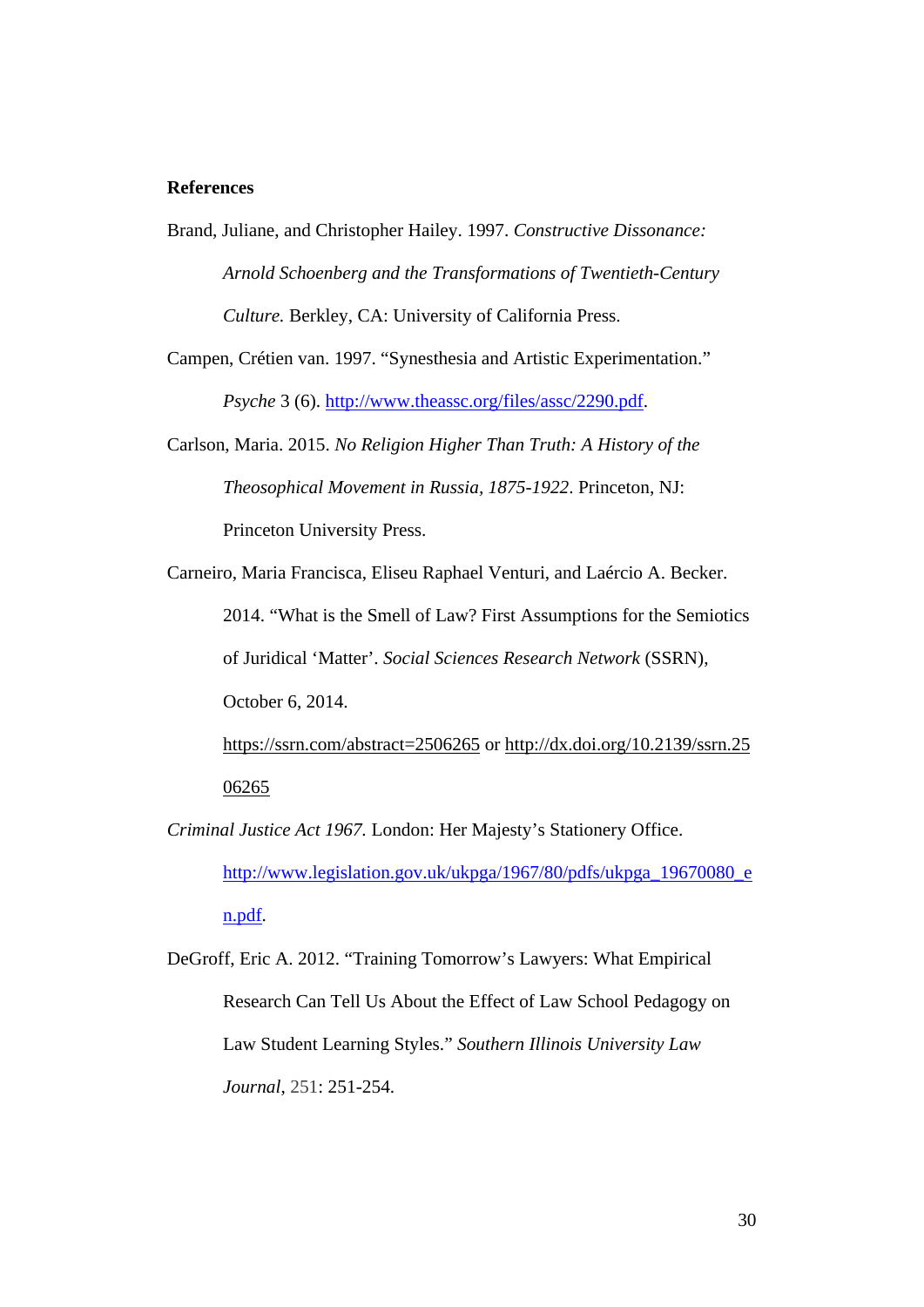**References**

Brand, Juliane, and Christopher Hailey. 1997. *Constructive Dissonance: Arnold Schoenberg and the Transformations of Twentieth-Century Culture.* Berkley, CA: University of California Press.

Campen, Crétien van. 1997. "Synesthesia and Artistic Experimentation." *Psyche* 3 (6). http://www.theassc.org/files/assc/2290.pdf.

Carlson, Maria. 2015. *No Religion Higher Than Truth: A History of the Theosophical Movement in Russia, 1875-1922*. Princeton, NJ: Princeton University Press.

Carneiro, Maria Francisca, Eliseu Raphael Venturi, and Laércio A. Becker. 2014. "What is the Smell of Law? First Assumptions for the Semiotics of Juridical 'Matter'. *Social Sciences Research Network* (SSRN), October 6, 2014. https://ssrn.com/abstract=2506265 or http://dx.doi.org/10.2139/ssrn.2506265

*Criminal Justice Act 1967*. London: Her Majesty's Stationery Office. http://www.legislation.gov.uk/ukpga/1967/80/pdfs/ukpga_19670080_en.pdf.

DeGroff, Eric A. 2012. "Training Tomorrow's Lawyers: What Empirical Research Can Tell Us About the Effect of Law School Pedagogy on Law Student Learning Styles." *Southern Illinois University Law Journal*, 251: 251-254.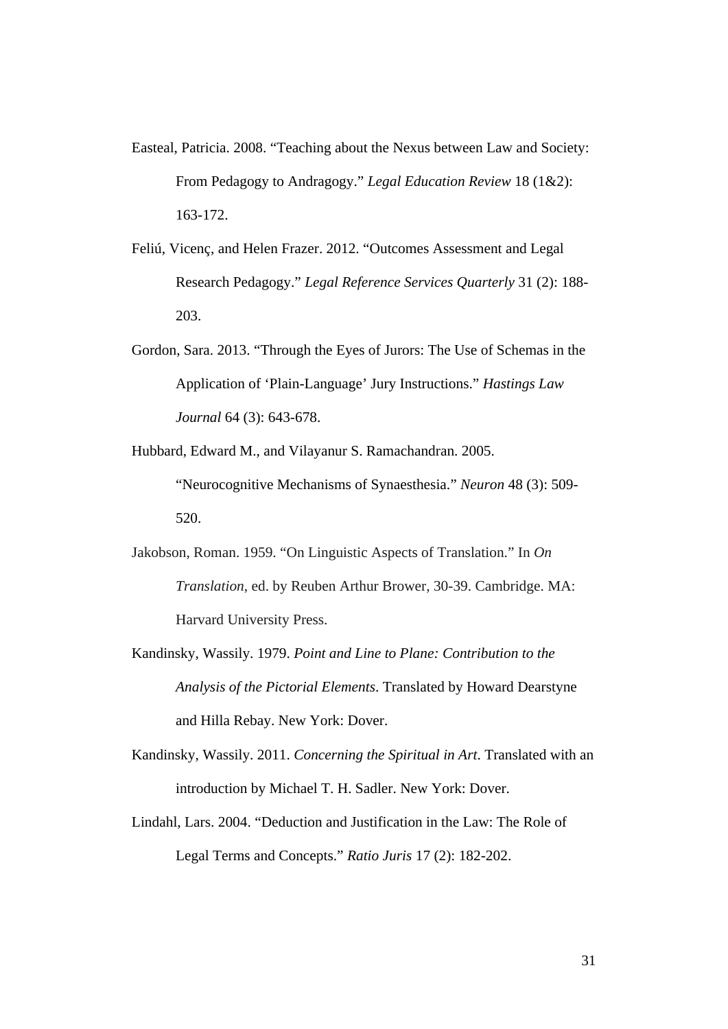Easteal, Patricia. 2008. "Teaching about the Nexus between Law and Society: From Pedagogy to Andragogy." *Legal Education Review* 18 (1&2): 163-172.

Feliú, Vicenç, and Helen Frazer. 2012. "Outcomes Assessment and Legal Research Pedagogy." *Legal Reference Services Quarterly* 31 (2): 188-203.

Gordon, Sara. 2013. "Through the Eyes of Jurors: The Use of Schemas in the Application of 'Plain-Language' Jury Instructions." *Hastings Law Journal* 64 (3): 643-678.

Hubbard, Edward M., and Vilayanur S. Ramachandran. 2005. "Neurocognitive Mechanisms of Synaesthesia." *Neuron* 48 (3): 509-520.

Jakobson, Roman. 1959. "On Linguistic Aspects of Translation." In *On Translation*, ed. by Reuben Arthur Brower, 30-39. Cambridge. MA: Harvard University Press.

Kandinsky, Wassily. 1979. *Point and Line to Plane: Contribution to the Analysis of the Pictorial Elements*. Translated by Howard Dearstyne and Hilla Rebay. New York: Dover.

Kandinsky, Wassily. 2011. *Concerning the Spiritual in Art*. Translated with an introduction by Michael T. H. Sadler. New York: Dover.

Lindahl, Lars. 2004. "Deduction and Justification in the Law: The Role of Legal Terms and Concepts." *Ratio Juris* 17 (2): 182-202.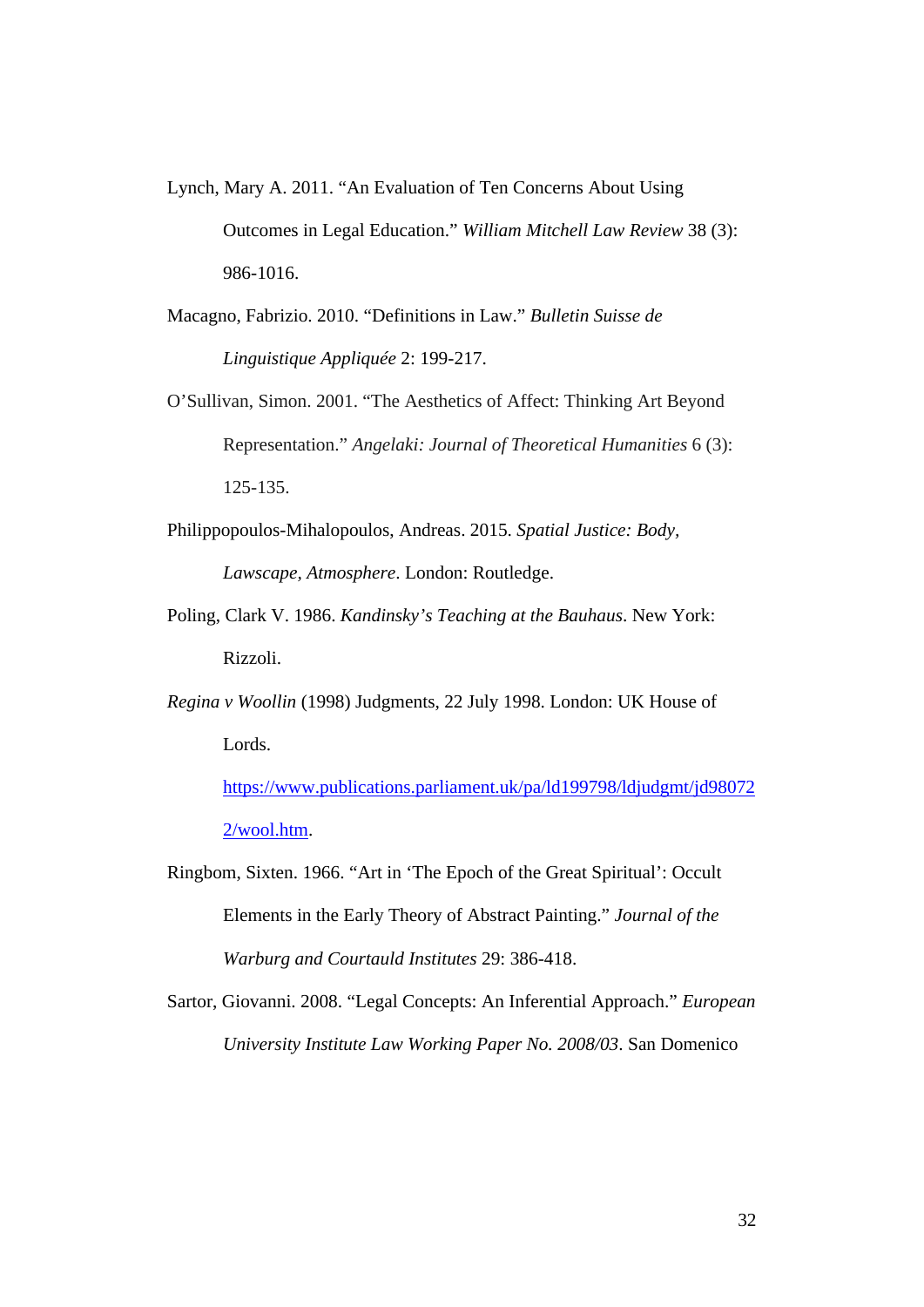Lynch, Mary A. 2011. "An Evaluation of Ten Concerns About Using Outcomes in Legal Education." *William Mitchell Law Review* 38 (3): 986-1016.

Macagno, Fabrizio. 2010. "Definitions in Law." *Bulletin Suisse de Linguistique Appliquée* 2: 199-217.

O'Sullivan, Simon. 2001. "The Aesthetics of Affect: Thinking Art Beyond Representation." *Angelaki: Journal of Theoretical Humanities* 6 (3): 125-135.

Philippopoulos-Mihalopoulos, Andreas. 2015. *Spatial Justice: Body, Lawscape, Atmosphere*. London: Routledge.

Poling, Clark V. 1986. *Kandinsky's Teaching at the Bauhaus*. New York: Rizzoli.

*Regina v Woollin* (1998) Judgments, 22 July 1998. London: UK House of Lords. https://www.publications.parliament.uk/pa/ld199798/ldjudgmt/jd980722/wool.htm.

Ringbom, Sixten. 1966. "Art in 'The Epoch of the Great Spiritual': Occult Elements in the Early Theory of Abstract Painting." *Journal of the Warburg and Courtauld Institutes* 29: 386-418.

Sartor, Giovanni. 2008. "Legal Concepts: An Inferential Approach." *European University Institute Law Working Paper No. 2008/03*. San Domenico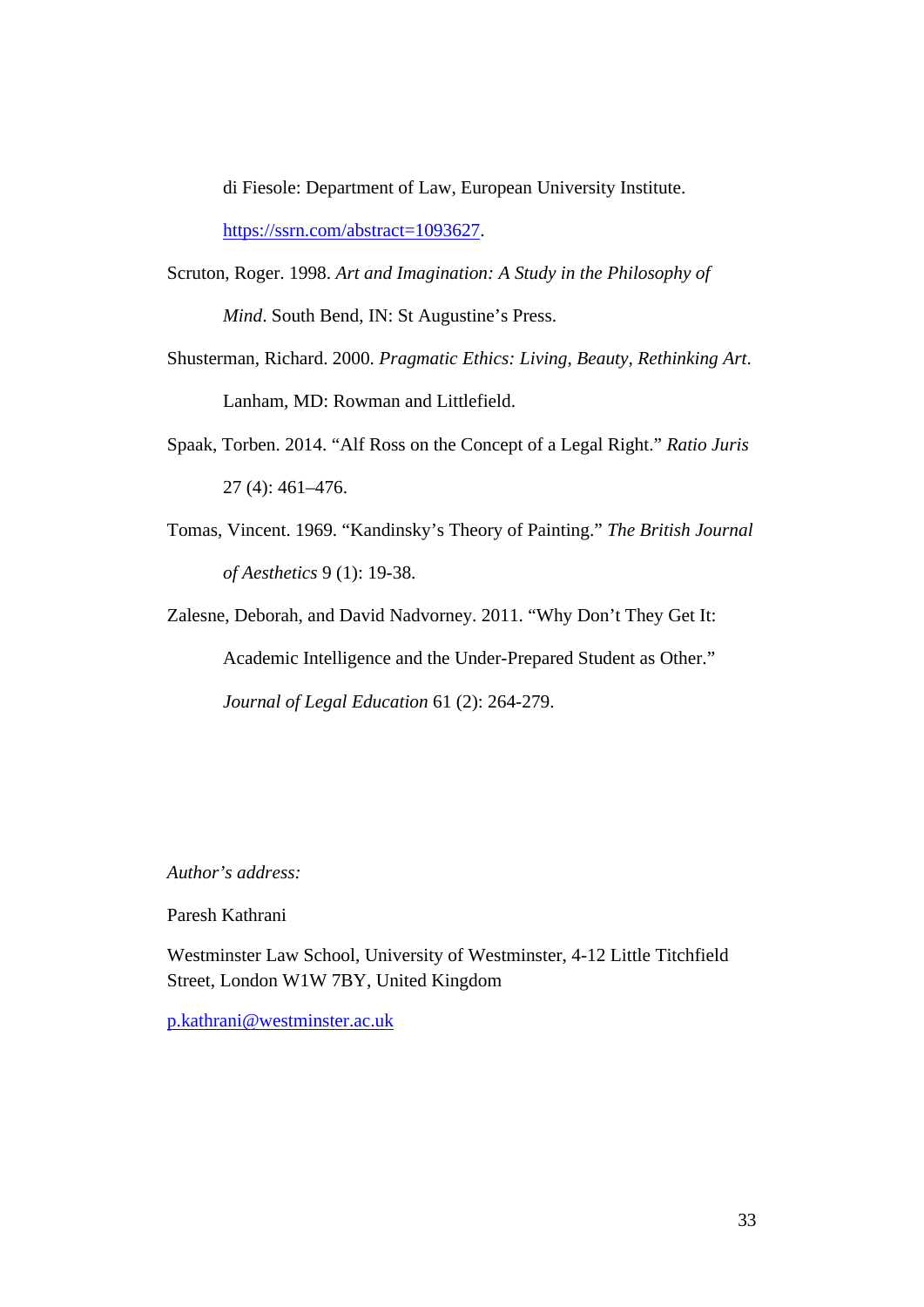di Fiesole: Department of Law, European University Institute. https://ssrn.com/abstract=1093627.

Scruton, Roger. 1998. *Art and Imagination: A Study in the Philosophy of Mind*. South Bend, IN: St Augustine's Press.

Shusterman, Richard. 2000. *Pragmatic Ethics: Living, Beauty, Rethinking Art*. Lanham, MD: Rowman and Littlefield.

Spaak, Torben. 2014. "Alf Ross on the Concept of a Legal Right." *Ratio Juris* 27 (4): 461–476.

Tomas, Vincent. 1969. "Kandinsky's Theory of Painting." *The British Journal of Aesthetics* 9 (1): 19-38.

Zalesne, Deborah, and David Nadvorney. 2011. "Why Don't They Get It: Academic Intelligence and the Under-Prepared Student as Other." *Journal of Legal Education* 61 (2): 264-279.

*Author's address:*

Paresh Kathrani

Westminster Law School, University of Westminster, 4-12 Little Titchfield Street, London W1W 7BY, United Kingdom

p.kathrani@westminster.ac.uk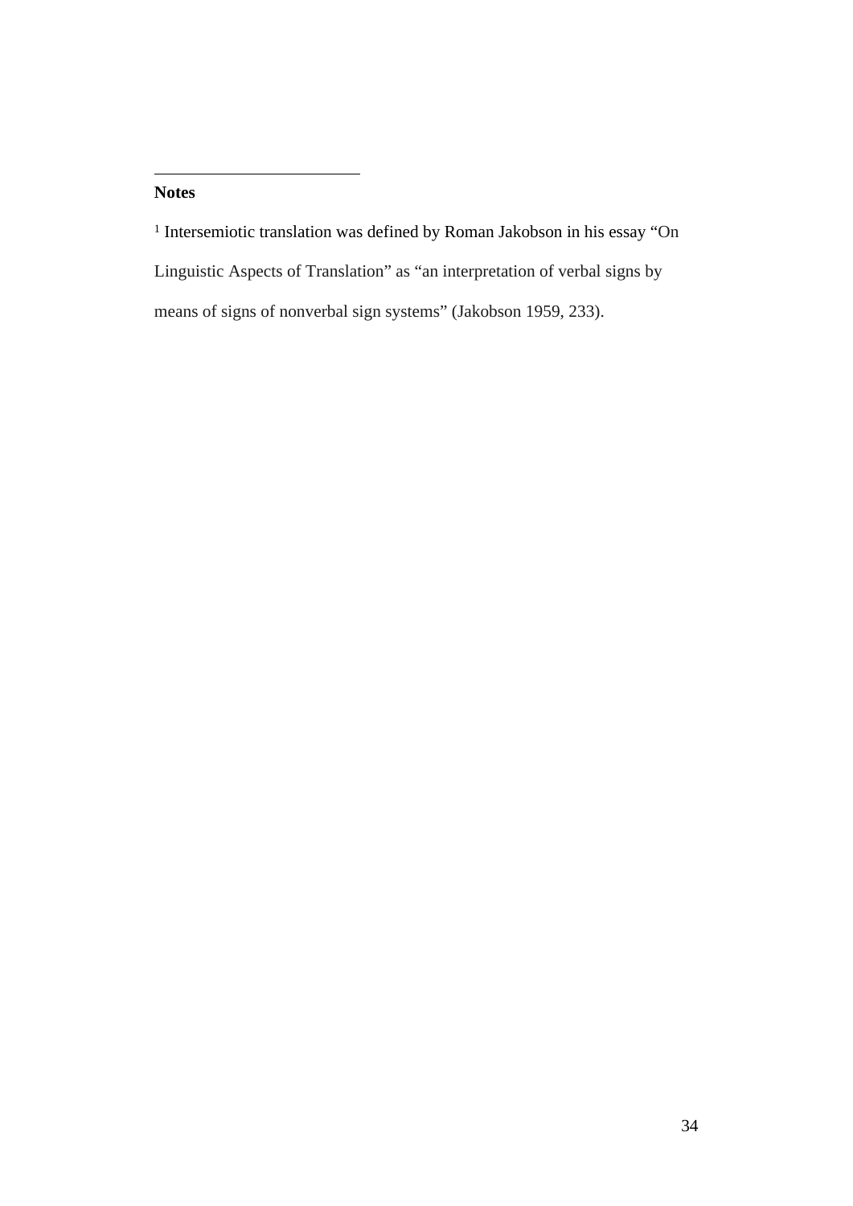**Notes**

[1] Intersemiotic translation was defined by Roman Jakobson in his essay "On Linguistic Aspects of Translation" as "an interpretation of verbal signs by means of signs of nonverbal sign systems" (Jakobson 1959, 233).